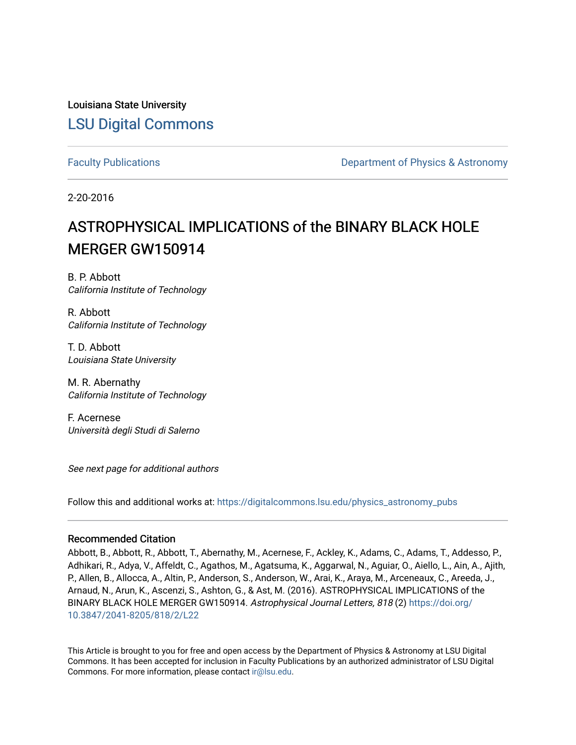Louisiana State University

## LSU Digital Commons

Faculty Publications | Department of Physics & Astronomy

2-20-2016

# ASTROPHYSICAL IMPLICATIONS of the BINARY BLACK HOLE MERGER GW150914

B. P. Abbott
*California Institute of Technology*

R. Abbott
*California Institute of Technology*

T. D. Abbott
*Louisiana State University*

M. R. Abernathy
*California Institute of Technology*

F. Acernese
*Università degli Studi di Salerno*

*See next page for additional authors*

Follow this and additional works at: https://digitalcommons.lsu.edu/physics_astronomy_pubs

### Recommended Citation

Abbott, B., Abbott, R., Abbott, T., Abernathy, M., Acernese, F., Ackley, K., Adams, C., Adams, T., Addesso, P., Adhikari, R., Adya, V., Affeldt, C., Agathos, M., Agatsuma, K., Aggarwal, N., Aguiar, O., Aiello, L., Ain, A., Ajith, P., Allen, B., Allocca, A., Altin, P., Anderson, S., Anderson, W., Arai, K., Araya, M., Arceneaux, C., Areeda, J., Arnaud, N., Arun, K., Ascenzi, S., Ashton, G., & Ast, M. (2016). ASTROPHYSICAL IMPLICATIONS of the BINARY BLACK HOLE MERGER GW150914. *Astrophysical Journal Letters, 818* (2) https://doi.org/10.3847/2041-8205/818/2/L22

This Article is brought to you for free and open access by the Department of Physics & Astronomy at LSU Digital Commons. It has been accepted for inclusion in Faculty Publications by an authorized administrator of LSU Digital Commons. For more information, please contact ir@lsu.edu.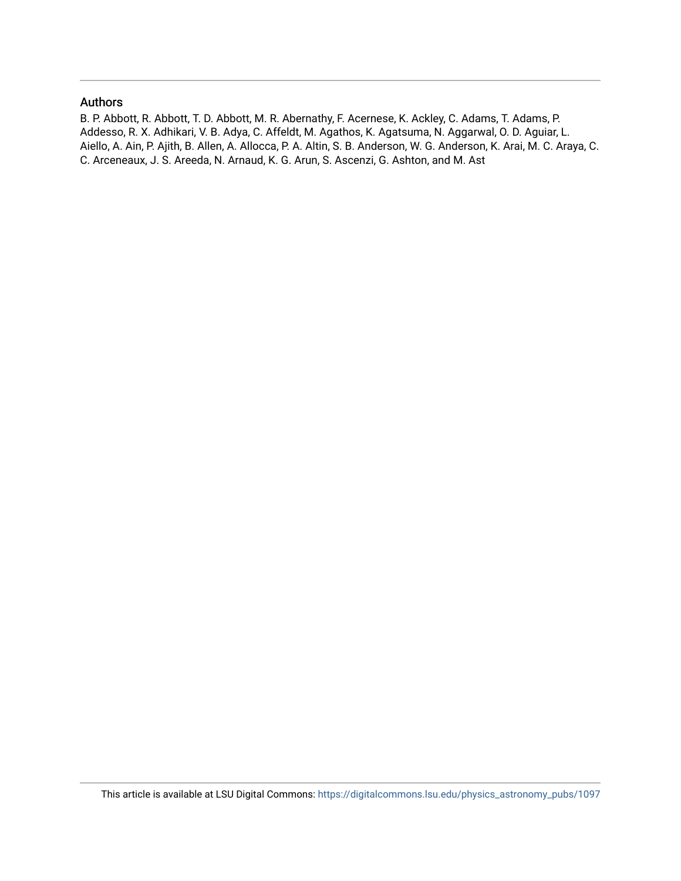## Authors

B. P. Abbott, R. Abbott, T. D. Abbott, M. R. Abernathy, F. Acernese, K. Ackley, C. Adams, T. Adams, P. Addesso, R. X. Adhikari, V. B. Adya, C. Affeldt, M. Agathos, K. Agatsuma, N. Aggarwal, O. D. Aguiar, L. Aiello, A. Ain, P. Ajith, B. Allen, A. Allocca, P. A. Altin, S. B. Anderson, W. G. Anderson, K. Arai, M. C. Araya, C. C. Arceneaux, J. S. Areeda, N. Arnaud, K. G. Arun, S. Ascenzi, G. Ashton, and M. Ast

This article is available at LSU Digital Commons: https://digitalcommons.lsu.edu/physics_astronomy_pubs/1097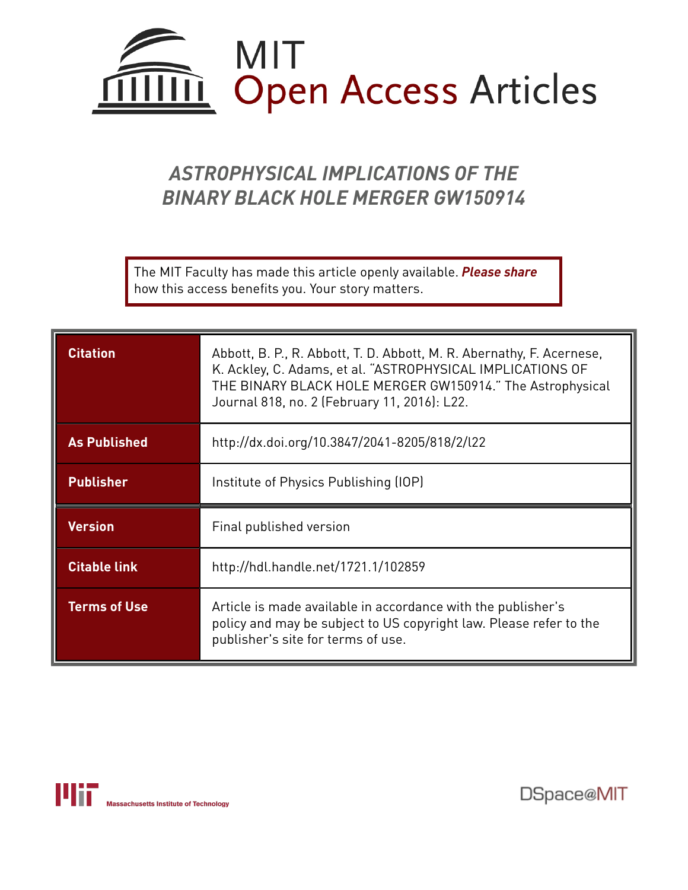# ASTROPHYSICAL IMPLICATIONS OF THE BINARY BLACK HOLE MERGER GW150914

The MIT Faculty has made this article openly available. ***Please share*** how this access benefits you. Your story matters.

| | |
|---|---|
| **Citation** | Abbott, B. P., R. Abbott, T. D. Abbott, M. R. Abernathy, F. Acernese, K. Ackley, C. Adams, et al. "ASTROPHYSICAL IMPLICATIONS OF THE BINARY BLACK HOLE MERGER GW150914." The Astrophysical Journal 818, no. 2 (February 11, 2016): L22. |
| **As Published** | http://dx.doi.org/10.3847/2041-8205/818/2/l22 |
| **Publisher** | Institute of Physics Publishing (IOP) |
| **Version** | Final published version |
| **Citable link** | http://hdl.handle.net/1721.1/102859 |
| **Terms of Use** | Article is made available in accordance with the publisher's policy and may be subject to US copyright law. Please refer to the publisher's site for terms of use. |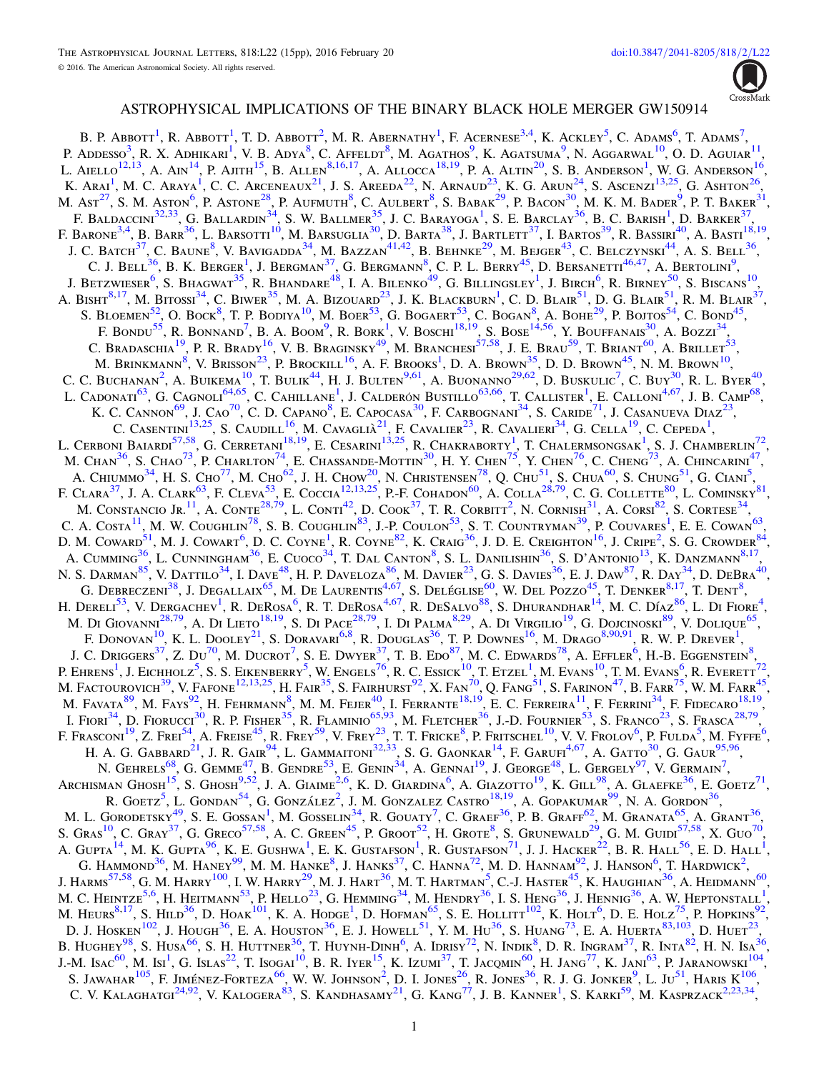# ASTROPHYSICAL IMPLICATIONS OF THE BINARY BLACK HOLE MERGER GW150914

B. P. Abbott[1], R. Abbott[1], T. D. Abbott[2], M. R. Abernathy[1], F. Acernese[3,4], K. Ackley[5], C. Adams[6], T. Adams[7], P. Addesso[3], R. X. Adhikari[1], V. B. Adya[8], C. Affeldt[8], M. Agathos[9], K. Agatsuma[9], N. Aggarwal[10], O. D. Aguiar[11], L. Aiello[12,13], A. Ain[14], P. Ajith[15], B. Allen[8,16,17], A. Allocca[18,19], P. A. Altin[20], S. B. Anderson[1], W. G. Anderson[16], K. Arai[1], M. C. Araya[1], C. C. Arceneaux[21], J. S. Areeda[22], N. Arnaud[23], K. G. Arun[24], S. Ascenzi[13,25], G. Ashton[26], M. Ast[27], S. M. Aston[6], P. Astone[28], P. Aufmuth[8], C. Aulbert[8], S. Babak[29], P. Bacon[30], M. K. M. Bader[9], P. T. Baker[31], F. Baldaccini[32,33], G. Ballardin[34], S. W. Ballmer[35], J. C. Barayoga[1], S. E. Barclay[36], B. C. Barish[1], D. Barker[37], F. Barone[3,4], B. Barr[36], L. Barsotti[10], M. Barsuglia[30], D. Barta[38], J. Bartlett[37], I. Bartos[39], R. Bassiri[40], A. Basti[18,19], J. C. Batch[37], C. Baune[8], V. Bavigadda[34], M. Bazzan[41,42], B. Behnke[29], M. Bejger[43], C. Belczynski[44], A. S. Bell[36], C. J. Bell[36], B. K. Berger[1], J. Bergman[37], G. Bergmann[8], C. P. L. Berry[45], D. Bersanetti[46,47], A. Bertolini[9], J. Betzwieser[6], S. Bhagwat[35], R. Bhandare[48], I. A. Bilenko[49], G. Billingsley[1], J. Birch[6], R. Birney[50], S. Biscans[10], A. Bisht[8,17], M. Bitossi[34], C. Biwer[35], M. A. Bizouard[23], J. K. Blackburn[1], C. D. Blair[51], D. G. Blair[51], R. M. Blair[37], S. Bloemen[52], O. Bock[8], T. P. Bodiya[10], M. Boer[53], G. Bogaert[53], C. Bogan[8], A. Bohe[29], P. Bojtos[54], C. Bond[45], F. Bondu[55], R. Bonnand[7], B. A. Boom[9], R. Bork[1], V. Boschi[18,19], S. Bose[14,56], Y. Bouffanais[30], A. Bozzi[34], C. Bradaschia[19], P. R. Brady[16], V. B. Braginsky[49], M. Branchesi[57,58], J. E. Brau[59], T. Briant[60], A. Brillet[53], M. Brinkmann[8], V. Brisson[23], P. Brockill[16], A. F. Brooks[1], D. A. Brown[35], D. D. Brown[45], N. M. Brown[10], C. C. Buchanan[2], A. Buikema[10], T. Bulik[44], H. J. Bulten[9,61], A. Buonanno[29,62], D. Buskulic[7], C. Buy[30], R. L. Byer[40], L. Cadonati[63], G. Cagnoli[64,65], C. Cahillane[1], J. Calderón Bustillo[63,66], T. Callister[1], E. Calloni[4,67], J. B. Camp[68], K. C. Cannon[69], J. Cao[70], C. D. Capano[8], E. Capocasa[30], F. Carbognani[34], S. Caride[71], J. Casanueva Diaz[23], C. Casentini[13,25], S. Caudill[16], M. Cavaglià[21], F. Cavalier[23], R. Cavalieri[34], G. Cella[19], C. Cepeda[1], L. Cerboni Baiardi[57,58], G. Cerretani[18,19], E. Cesarini[13,25], R. Chakraborty[1], T. Chalermsongsak[1], S. J. Chamberlin[72], M. Chan[36], S. Chao[73], P. Charlton[74], E. Chassande-Mottin[30], H. Y. Chen[75], Y. Chen[76], C. Cheng[73], A. Chincarini[47], A. Chiummo[34], H. S. Cho[77], M. Cho[62], J. H. Chow[20], N. Christensen[78], Q. Chu[51], S. Chua[60], S. Chung[51], G. Ciani[5], F. Clara[37], J. A. Clark[63], F. Cleva[53], E. Coccia[12,13,25], P.-F. Cohadon[60], A. Colla[28,79], C. G. Collette[80], L. Cominsky[81], M. Constancio Jr.[11], A. Conte[28,79], L. Conti[42], D. Cook[37], T. R. Corbitt[2], N. Cornish[31], A. Corsi[82], S. Cortese[34], C. A. Costa[11], M. W. Coughlin[78], S. B. Coughlin[83], J.-P. Coulon[53], S. T. Countryman[39], P. Couvares[1], E. E. Cowan[63], D. M. Coward[51], M. J. Cowart[6], D. C. Coyne[1], R. Coyne[82], K. Craig[36], J. D. E. Creighton[16], J. Cripe[2], S. G. Crowder[84], A. Cumming[36], L. Cunningham[36], E. Cuoco[34], T. Dal Canton[8], S. L. Danilishin[36], S. D'Antonio[13], K. Danzmann[8,17], N. S. Darman[85], V. Dattilo[34], I. Dave[48], H. P. Daveloza[86], M. Davier[23], G. S. Davies[36], E. J. Daw[87], R. Day[34], D. DeBra[40], G. Debreczeni[38], J. Degallaix[65], M. De Laurentis[4,67], S. Deléglise[60], W. Del Pozzo[45], T. Denker[8,17], T. Dent[8], H. Dereli[53], V. Dergachev[1], R. DeRosa[6], R. T. DeRosa[4,67], R. DeSalvo[88], S. Dhurandhar[14], M. C. Díaz[86], L. Di Fiore[4], M. Di Giovanni[28,79], A. Di Lieto[18,19], S. Di Pace[28,79], I. Di Palma[8,29], A. Di Virgilio[19], G. Dojcinoski[89], V. Dolique[65], F. Donovan[10], K. L. Dooley[21], S. Doravari[6,8], R. Douglas[36], T. P. Downes[16], M. Drago[8,90,91], R. W. P. Drever[1], J. C. Driggers[37], Z. Du[70], M. Ducrot[7], S. E. Dwyer[37], T. B. Edo[87], M. C. Edwards[78], A. Effler[6], H.-B. Eggenstein[8], P. Ehrens[1], J. Eichholz[5], S. S. Eikenberry[5], W. Engels[76], R. C. Essick[10], T. Etzel[1], M. Evans[10], T. M. Evans[6], R. Everett[72], M. Factourovich[39], V. Fafone[12,13,25], H. Fair[35], S. Fairhurst[92], X. Fan[70], Q. Fang[51], S. Farinon[47], B. Farr[75], W. M. Farr[45], M. Favata[89], M. Fays[92], H. Fehrmann[8], M. M. Fejer[40], I. Ferrante[18,19], E. C. Ferreira[11], F. Ferrini[34], F. Fidecaro[18,19], I. Fiori[34], D. Fiorucci[30], R. P. Fisher[35], R. Flaminio[65,93], M. Fletcher[36], J.-D. Fournier[53], S. Franco[23], S. Frasca[28,79], F. Frasconi[19], Z. Frei[54], A. Freise[45], R. Frey[59], V. Frey[23], T. T. Fricke[8], P. Fritschel[10], V. V. Frolov[6], P. Fulda[5], M. Fyffe[6], H. A. G. Gabbard[21], J. R. Gair[94], L. Gammaitoni[32,33], S. G. Gaonkar[14], F. Garufi[4,67], A. Gatto[30], G. Gaur[95,96], N. Gehrels[68], G. Gemme[47], B. Gendre[53], E. Genin[34], A. Gennai[19], J. George[48], L. Gergely[97], V. Germain[7], Archisman Ghosh[15], S. Ghosh[9,52], J. A. Giaime[2,6], K. D. Giardina[6], A. Giazotto[19], K. Gill[98], A. Glaefke[36], E. Goetz[71], R. Goetz[5], L. Gondan[54], G. González[2], J. M. Gonzalez Castro[18,19], A. Gopakumar[99], N. A. Gordon[36], M. L. Gorodetsky[49], S. E. Gossan[1], M. Gosselin[34], R. Gouaty[7], C. Graef[36], P. B. Graff[62], M. Granata[65], A. Grant[36], S. Gras[10], C. Gray[37], G. Greco[57,58], A. C. Green[45], P. Groot[52], H. Grote[8], S. Grunewald[29], G. M. Guidi[57,58], X. Guo[70], A. Gupta[14], M. K. Gupta[96], K. E. Gushwa[1], E. K. Gustafson[1], R. Gustafson[71], J. J. Hacker[22], B. R. Hall[56], E. D. Hall[1], G. Hammond[36], M. Haney[99], M. M. Hanke[8], J. Hanks[37], C. Hanna[72], M. D. Hannam[92], J. Hanson[6], T. Hardwick[2], J. Harms[57,58], G. M. Harry[100], I. W. Harry[29], M. J. Hart[36], M. T. Hartman[5], C.-J. Haster[45], K. Haughian[36], A. Heidmann[60], M. C. Heintze[5,6], H. Heitmann[53], P. Hello[23], G. Hemming[34], M. Hendry[36], I. S. Heng[36], J. Hennig[36], A. W. Heptonstall[1], M. Heurs[8,17], S. Hild[36], D. Hoak[101], K. A. Hodge[1], D. Hofman[65], S. E. Hollitt[102], K. Holt[6], D. E. Holz[75], P. Hopkins[92], D. J. Hosken[102], J. Hough[36], E. A. Houston[36], E. J. Howell[51], Y. M. Hu[36], S. Huang[73], E. A. Huerta[83,103], D. Huet[23], B. Hughey[98], S. Husa[66], S. H. Huttner[36], T. Huynh-Dinh[6], A. Idrisy[72], N. Indik[8], D. R. Ingram[37], R. Inta[82], H. N. Isa[36], J.-M. Isac[60], M. Isi[1], G. Islas[22], T. Isogai[10], B. R. Iyer[15], K. Izumi[37], T. Jacqmin[60], H. Jang[77], K. Jani[63], P. Jaranowski[104], S. Jawahar[105], F. Jiménez-Forteza[66], W. W. Johnson[2], D. I. Jones[26], R. Jones[36], R. J. G. Jonker[9], L. Ju[51], Haris K[106], C. V. Kalaghatgi[24,92], V. Kalogera[83], S. Kandhasamy[21], G. Kang[77], J. B. Kanner[1], S. Karki[59], M. Kasprzack[2,23,34],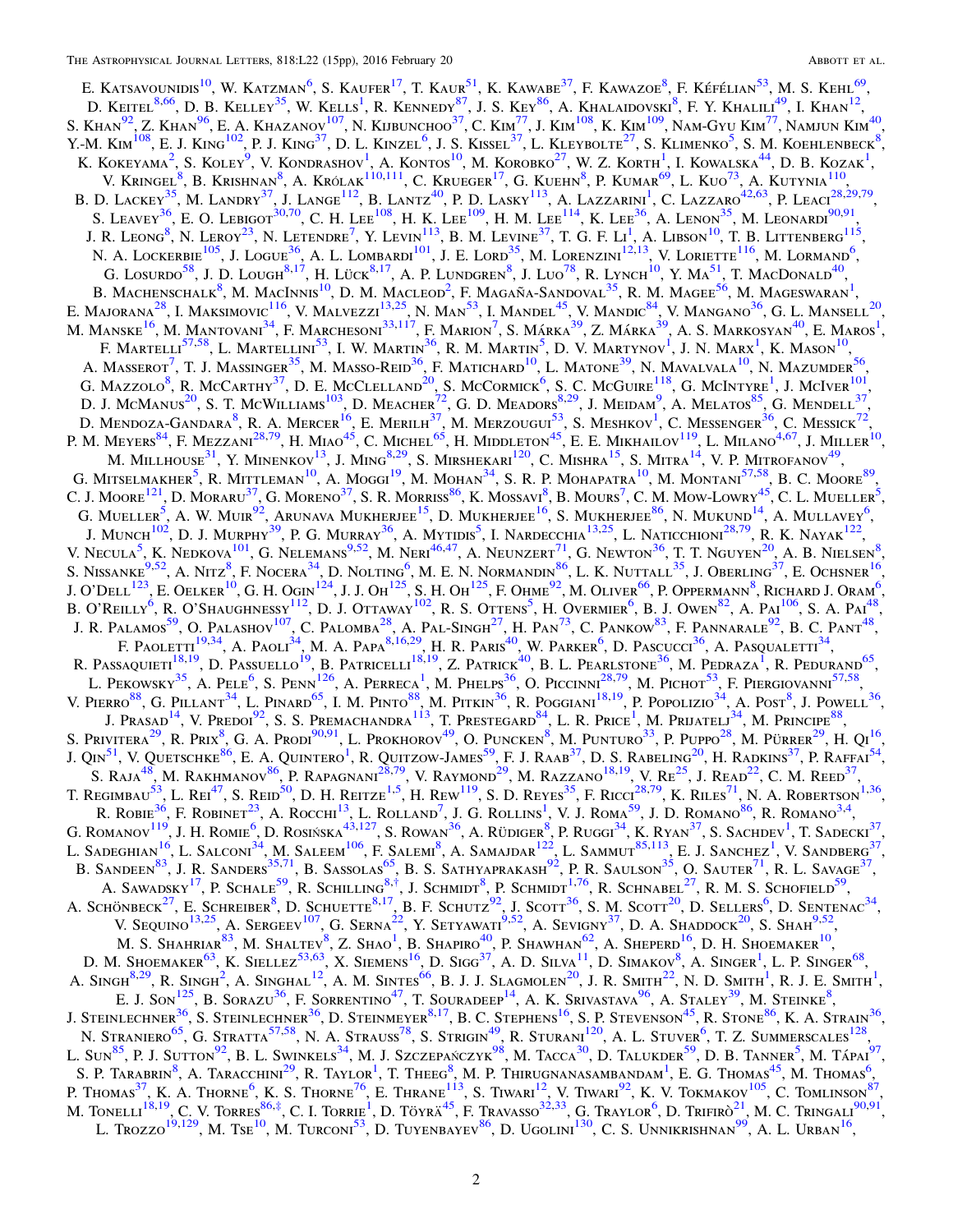E. Katsavounidis[10], W. Katzman[6], S. Kaufer[17], T. Kaur[51], K. Kawabe[37], F. Kawazoe[8], F. Kéfélian[53], M. S. Kehl[69], D. Keitel[8,66], D. B. Kelley[35], W. Kells[1], R. Kennedy[87], J. S. Key[86], A. Khalaidovski[8], F. Y. Khalili[49], I. Khan[12], S. Khan[92], Z. Khan[96], E. A. Khazanov[107], N. Kijbunchoo[37], C. Kim[77], J. Kim[108], K. Kim[109], Nam-Gyu Kim[77], Namjun Kim[40], Y.-M. Kim[108], E. J. King[102], P. J. King[37], D. L. Kinzel[6], J. S. Kissel[37], L. Kleybolte[27], S. Klimenko[5], S. M. Koehlenbeck[8], K. Kokeyama[2], S. Koley[9], V. Kondrashov[1], A. Kontos[10], M. Korobko[27], W. Z. Korth[1], I. Kowalska[44], D. B. Kozak[1], V. Kringel[8], B. Krishnan[8], A. Królak[110,111], C. Krueger[17], G. Kuehn[8], P. Kumar[69], L. Kuo[73], A. Kutynia[110], B. D. Lackey[35], M. Landry[37], J. Lange[112], B. Lantz[40], P. D. Lasky[113], A. Lazzarini[1], C. Lazzaro[42,63], P. Leaci[28,29,79], S. Leavey[36], E. O. Lebigot[30,70], C. H. Lee[108], H. K. Lee[109], H. M. Lee[114], K. Lee[36], A. Lenon[35], M. Leonardi[90,91], J. R. Leong[8], N. Leroy[23], N. Letendre[7], Y. Levin[113], B. M. Levine[37], T. G. F. Li[1], A. Libson[10], T. B. Littenberg[115], N. A. Lockerbie[105], J. Logue[36], A. L. Lombardi[101], J. E. Lord[35], M. Lorenzini[12,13], V. Loriette[116], M. Lormand[6], G. Losurdo[58], J. D. Lough[8,17], H. Lück[8,17], A. P. Lundgren[8], J. Luo[78], R. Lynch[10], Y. Ma[51], T. MacDonald[40], B. Machenschalk[8], M. MacInnis[10], D. M. Macleod[2], F. Magaña-Sandoval[35], R. M. Magee[56], M. Mageswaran[1], E. Majorana[28], I. Maksimovic[116], V. Malvezzi[13,25], N. Man[53], I. Mandel[45], V. Mandic[84], V. Mangano[36], G. L. Mansell[20], M. Manske[16], M. Mantovani[34], F. Marchesoni[33,117], F. Marion[7], S. Márka[39], Z. Márka[39], A. S. Markosyan[40], E. Maros[1], F. Martelli[57,58], L. Martellini[53], I. W. Martin[36], R. M. Martin[5], D. V. Martynov[1], J. N. Marx[1], K. Mason[10], A. Masserot[7], T. J. Massinger[35], M. Masso-Reid[36], F. Matichard[10], L. Matone[39], N. Mavalvala[10], N. Mazumder[56], G. Mazzolo[8], R. McCarthy[37], D. E. McClelland[20], S. McCormick[6], S. C. McGuire[118], G. McIntyre[1], J. McIver[101], D. J. McManus[20], S. T. McWilliams[103], D. Meacher[72], G. D. Meadors[8,29], J. Meidam[9], A. Melatos[85], G. Mendell[37], D. Mendoza-Gandara[8], R. A. Mercer[16], E. Merilh[37], M. Merzougui[53], S. Meshkov[1], C. Messenger[36], C. Messick[72], P. M. Meyers[84], F. Mezzani[28,79], H. Miao[45], C. Michel[65], H. Middleton[45], E. E. Mikhailov[119], L. Milano[4,67], J. Miller[10], M. Millhouse[31], Y. Minenkov[13], J. Ming[8,29], S. Mirshekari[120], C. Mishra[15], S. Mitra[14], V. P. Mitrofanov[49], G. Mitselmakher[5], R. Mittleman[10], A. Moggi[19], M. Mohan[34], S. R. P. Mohapatra[10], M. Montani[57,58], B. C. Moore[89], C. J. Moore[121], D. Moraru[37], G. Moreno[37], S. R. Morriss[86], K. Mossavi[8], B. Mours[7], C. M. Mow-Lowry[45], C. L. Mueller[5], G. Mueller[5], A. W. Muir[92], Arunava Mukherjee[15], D. Mukherjee[16], S. Mukherjee[86], N. Mukund[14], A. Mullavey[6], J. Munch[102], D. J. Murphy[39], P. G. Murray[36], A. Mytidis[5], I. Nardecchia[13,25], L. Naticchioni[28,79], R. K. Nayak[122], V. Necula[5], K. Nedkova[101], G. Nelemans[9,52], M. Neri[46,47], A. Neunzert[71], G. Newton[36], T. T. Nguyen[20], A. B. Nielsen[8], S. Nissanke[9,52], A. Nitz[8], F. Nocera[34], D. Nolting[6], M. E. N. Normandin[86], L. K. Nuttall[35], J. Oberling[37], E. Ochsner[16], J. O'Dell[123], E. Oelker[10], G. H. Ogin[124], J. J. Oh[125], S. H. Oh[125], F. Ohme[92], M. Oliver[66], P. Oppermann[8], Richard J. Oram[6], B. O'Reilly[6], R. O'Shaughnessy[112], D. J. Ottaway[102], R. S. Ottens[5], H. Overmier[6], B. J. Owen[82], A. Pai[106], S. A. Pai[48], J. R. Palamos[59], O. Palashov[107], C. Palomba[28], A. Pal-Singh[27], H. Pan[73], C. Pankow[83], F. Pannarale[92], B. C. Pant[48], F. Paoletti[19,34], A. Paoli[34], M. A. Papa[8,16,29], H. R. Paris[40], W. Parker[6], D. Pascucci[36], A. Pasqualetti[34], R. Passaquieti[18,19], D. Passuello[19], B. Patricelli[18,19], Z. Patrick[40], B. L. Pearlstone[36], M. Pedraza[1], R. Pedurand[65], L. Pekowsky[35], A. Pele[6], S. Penn[126], A. Perreca[1], M. Phelps[36], O. Piccinni[28,79], M. Pichot[53], F. Piergiovanni[57,58], V. Pierro[88], G. Pillant[34], L. Pinard[65], I. M. Pinto[88], M. Pitkin[36], R. Poggiani[18,19], P. Popolizio[34], A. Post[8], J. Powell[36], J. Prasad[14], V. Predoi[92], S. S. Premachandra[113], T. Prestegard[84], L. R. Price[1], M. Prijatelj[34], M. Principe[88], S. Privitera[29], R. Prix[8], G. A. Prodi[90,91], L. Prokhorov[49], O. Puncken[8], M. Punturo[33], P. Puppo[28], M. Pürrer[29], H. Qi[16], J. Qin[51], V. Quetschke[86], E. A. Quintero[1], R. Quitzow-James[59], F. J. Raab[37], D. S. Rabeling[20], H. Radkins[37], P. Raffai[54], S. Raja[48], M. Rakhmanov[86], P. Rapagnani[28,79], V. Raymond[29], M. Razzano[18,19], V. Re[25], J. Read[22], C. M. Reed[37], T. Regimbau[53], L. Rei[47], S. Reid[50], D. H. Reitze[1,5], H. Rew[119], S. D. Reyes[35], F. Ricci[28,79], K. Riles[71], N. A. Robertson[1,36], R. Robie[36], F. Robinet[23], A. Rocchi[13], L. Rolland[7], J. G. Rollins[1], V. J. Roma[59], J. D. Romano[86], R. Romano[3,4], G. Romanov[119], J. H. Romie[6], D. Rosińska[43,127], S. Rowan[36], A. Rüdiger[8], P. Ruggi[34], K. Ryan[37], S. Sachdev[1], T. Sadecki[37], L. Sadeghian[16], L. Salconi[34], M. Saleem[106], F. Salemi[8], A. Samajdar[122], L. Sammut[85,113], E. J. Sanchez[1], V. Sandberg[37], B. Sandeen[83], J. R. Sanders[35,71], B. Sassolas[65], B. S. Sathyaprakash[92], P. R. Saulson[35], O. Sauter[71], R. L. Savage[37], A. Sawadsky[17], P. Schale[59], R. Schilling[8,†], J. Schmidt[8], P. Schmidt[1,76], R. Schnabel[27], R. M. S. Schofield[59], A. Schönbeck[27], E. Schreiber[8], D. Schuette[8,17], B. F. Schutz[92], J. Scott[36], S. M. Scott[20], D. Sellers[6], D. Sentenac[34], V. Sequino[13,25], A. Sergeev[107], G. Serna[22], Y. Setyawati[9,52], A. Sevigny[37], D. A. Shaddock[20], S. Shah[9,52], M. S. Shahriar[83], M. Shaltev[8], Z. Shao[1], B. Shapiro[40], P. Shawhan[62], A. Sheperd[16], D. H. Shoemaker[10], D. M. Shoemaker[63], K. Siellez[53,63], X. Siemens[16], D. Sigg[37], A. D. Silva[11], D. Simakov[8], A. Singer[1], L. P. Singer[68], A. Singh[8,29], R. Singh[2], A. Singhal[12], A. M. Sintes[66], B. J. J. Slagmolen[20], J. R. Smith[22], N. D. Smith[1], R. J. E. Smith[1], E. J. Son[125], B. Sorazu[36], F. Sorrentino[47], T. Souradeep[14], A. K. Srivastava[96], A. Staley[39], M. Steinke[8], J. Steinlechner[36], S. Steinlechner[36], D. Steinmeyer[8,17], B. C. Stephens[16], S. P. Stevenson[45], R. Stone[86], K. A. Strain[36], N. Straniero[65], G. Stratta[57,58], N. A. Strauss[78], S. Strigin[49], R. Sturani[120], A. L. Stuver[6], T. Z. Summerscales[128], L. Sun[85], P. J. Sutton[92], B. L. Swinkels[34], M. J. Szczepańczyk[98], M. Tacca[30], D. Talukder[59], D. B. Tanner[5], M. Tápai[97], S. P. Tarabrin[8], A. Taracchini[29], R. Taylor[1], T. Theeg[8], M. P. Thirugnanasambandam[1], E. G. Thomas[45], M. Thomas[6], P. Thomas[37], K. A. Thorne[6], K. S. Thorne[76], E. Thrane[113], S. Tiwari[12], V. Tiwari[92], K. V. Tokmakov[105], C. Tomlinson[87], M. Tonelli[18,19], C. V. Torres[86,‡], C. I. Torrie[1], D. Töyrä[45], F. Travasso[32,33], G. Traylor[6], D. Trifirò[21], M. C. Tringali[90,91], L. Trozzo[19,129], M. Tse[10], M. Turconi[53], D. Tuyenbayev[86], D. Ugolini[130], C. S. Unnikrishnan[99], A. L. Urban[16],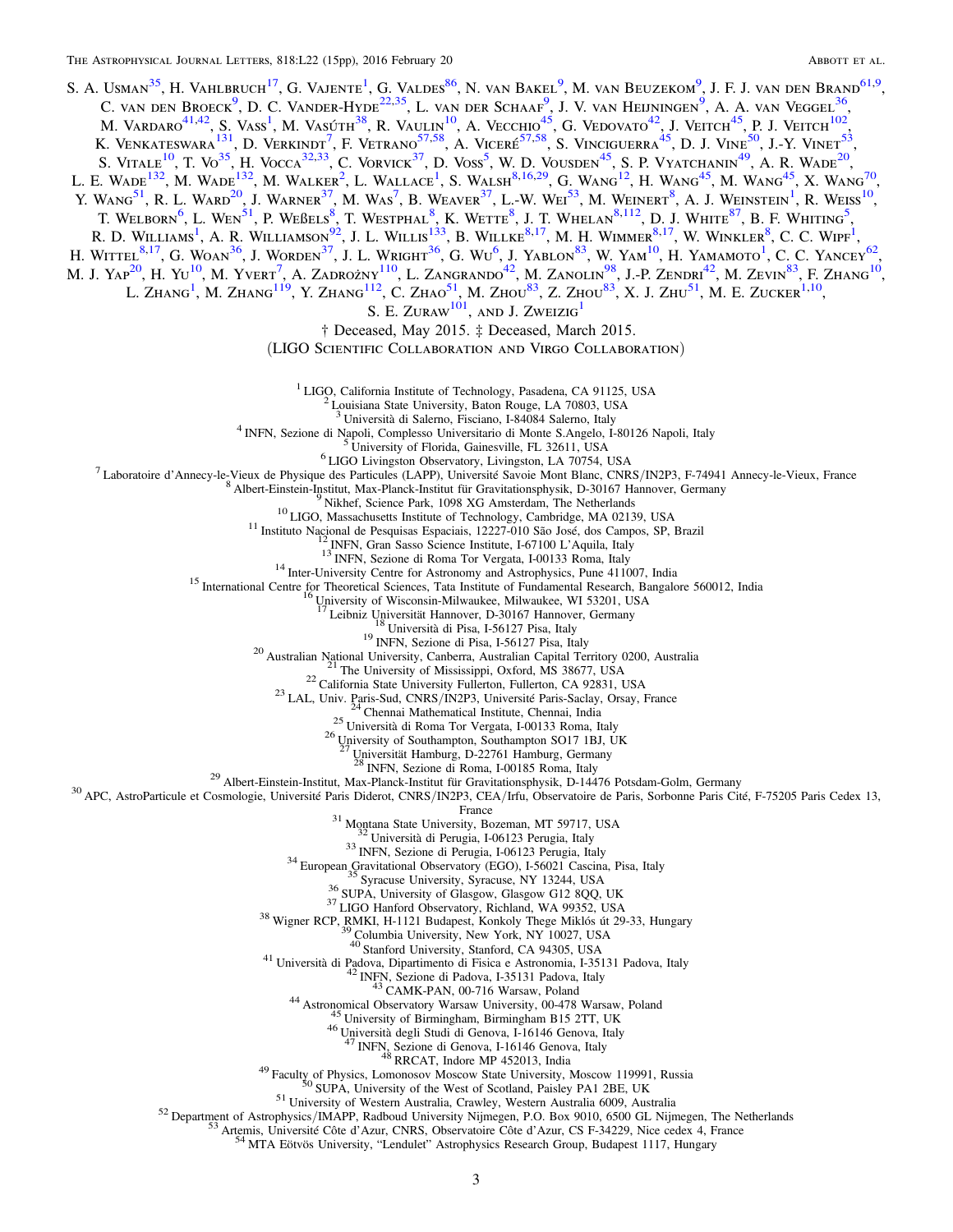S. A. Usman[35], H. Vahlbruch[17], G. Vajente[1], G. Valdes[86], N. van Bakel[9], M. van Beuzekom[9], J. F. J. van den Brand[61,9], C. van den Broeck[9], D. C. Vander-Hyde[22,35], L. van der Schaaf[9], J. V. van Heijningen[9], A. A. van Veggel[36], M. Vardaro[41,42], S. Vass[1], M. Vasúth[38], R. Vaulin[10], A. Vecchio[45], G. Vedovato[42], J. Veitch[45], P. J. Veitch[102], K. Venkateswara[131], D. Verkindt[7], F. Vetrano[57,58], A. Viceré[57,58], S. Vinciguerra[45], D. J. Vine[50], J.-Y. Vinet[53], S. Vitale[10], T. Vo[35], H. Vocca[32,33], C. Vorvick[37], D. Voss[5], W. D. Vousden[45], S. P. Vyatchanin[49], A. R. Wade[20], L. E. Wade[132], M. Wade[132], M. Walker[2], L. Wallace[1], S. Walsh[8,16,29], G. Wang[12], H. Wang[45], M. Wang[45], X. Wang[70], Y. Wang[51], R. L. Ward[20], J. Warner[37], M. Was[7], B. Weaver[37], L.-W. Wei[53], M. Weinert[8], A. J. Weinstein[1], R. Weiss[10], T. Welborn[6], L. Wen[51], P. Weßels[8], T. Westphal[8], K. Wette[8], J. T. Whelan[8,112], D. J. White[87], B. F. Whiting[5], R. D. Williams[1], A. R. Williamson[92], J. L. Willis[133], B. Willke[8,17], M. H. Wimmer[8,17], W. Winkler[8], C. C. Wipf[1], H. Wittel[8,17], G. Woan[36], J. Worden[37], J. L. Wright[36], G. Wu[6], J. Yablon[83], W. Yam[10], H. Yamamoto[1], C. C. Yancey[62], M. J. Yap[20], H. Yu[10], M. Yvert[7], A. Zadrożny[110], L. Zangrando[42], M. Zanolin[98], J.-P. Zendri[42], M. Zevin[83], F. Zhang[10], L. Zhang[1], M. Zhang[119], Y. Zhang[112], C. Zhao[51], M. Zhou[83], Z. Zhou[83], X. J. Zhu[51], M. E. Zucker[1,10], S. E. Zuraw[101], and J. Zweizig[1]

† Deceased, May 2015. ‡ Deceased, March 2015.

(LIGO Scientific Collaboration and Virgo Collaboration)

[1] LIGO, California Institute of Technology, Pasadena, CA 91125, USA
[2] Louisiana State University, Baton Rouge, LA 70803, USA
[3] Università di Salerno, Fisciano, I-84084 Salerno, Italy
[4] INFN, Sezione di Napoli, Complesso Universitario di Monte S.Angelo, I-80126 Napoli, Italy
[5] University of Florida, Gainesville, FL 32611, USA
[6] LIGO Livingston Observatory, Livingston, LA 70754, USA
[7] Laboratoire d'Annecy-le-Vieux de Physique des Particules (LAPP), Université Savoie Mont Blanc, CNRS/IN2P3, F-74941 Annecy-le-Vieux, France
[8] Albert-Einstein-Institut, Max-Planck-Institut für Gravitationsphysik, D-30167 Hannover, Germany
[9] Nikhef, Science Park, 1098 XG Amsterdam, The Netherlands
[10] LIGO, Massachusetts Institute of Technology, Cambridge, MA 02139, USA
[11] Instituto Nacional de Pesquisas Espaciais, 12227-010 São José, dos Campos, SP, Brazil
[12] INFN, Gran Sasso Science Institute, I-67100 L'Aquila, Italy
[13] INFN, Sezione di Roma Tor Vergata, I-00133 Roma, Italy
[14] Inter-University Centre for Astronomy and Astrophysics, Pune 411007, India
[15] International Centre for Theoretical Sciences, Tata Institute of Fundamental Research, Bangalore 560012, India
[16] University of Wisconsin-Milwaukee, Milwaukee, WI 53201, USA
[17] Leibniz Universität Hannover, D-30167 Hannover, Germany
[18] Università di Pisa, I-56127 Pisa, Italy
[19] INFN, Sezione di Pisa, I-56127 Pisa, Italy
[20] Australian National University, Canberra, Australian Capital Territory 0200, Australia
[21] The University of Mississippi, Oxford, MS 38677, USA
[22] California State University Fullerton, Fullerton, CA 92831, USA
[23] LAL, Univ. Paris-Sud, CNRS/IN2P3, Université Paris-Saclay, Orsay, France
[24] Chennai Mathematical Institute, Chennai, India
[25] Università di Roma Tor Vergata, I-00133 Roma, Italy
[26] University of Southampton, Southampton SO17 1BJ, UK
[27] Universität Hamburg, D-22761 Hamburg, Germany
[28] INFN, Sezione di Roma, I-00185 Roma, Italy
[29] Albert-Einstein-Institut, Max-Planck-Institut für Gravitationsphysik, D-14476 Potsdam-Golm, Germany
[30] APC, AstroParticule et Cosmologie, Université Paris Diderot, CNRS/IN2P3, CEA/Irfu, Observatoire de Paris, Sorbonne Paris Cité, F-75205 Paris Cedex 13, France
[31] Montana State University, Bozeman, MT 59717, USA
[32] Università di Perugia, I-06123 Perugia, Italy
[33] INFN, Sezione di Perugia, I-06123 Perugia, Italy
[34] European Gravitational Observatory (EGO), I-56021 Cascina, Pisa, Italy
[35] Syracuse University, Syracuse, NY 13244, USA
[36] SUPA, University of Glasgow, Glasgow G12 8QQ, UK
[37] LIGO Hanford Observatory, Richland, WA 99352, USA
[38] Wigner RCP, RMKI, H-1121 Budapest, Konkoly Thege Miklós út 29-33, Hungary
[39] Columbia University, New York, NY 10027, USA
[40] Stanford University, Stanford, CA 94305, USA
[41] Università di Padova, Dipartimento di Fisica e Astronomia, I-35131 Padova, Italy
[42] INFN, Sezione di Padova, I-35131 Padova, Italy
[43] CAMK-PAN, 00-716 Warsaw, Poland
[44] Astronomical Observatory Warsaw University, 00-478 Warsaw, Poland
[45] University of Birmingham, Birmingham B15 2TT, UK
[46] Università degli Studi di Genova, I-16146 Genova, Italy
[47] INFN, Sezione di Genova, I-16146 Genova, Italy
[48] RRCAT, Indore MP 452013, India
[49] Faculty of Physics, Lomonosov Moscow State University, Moscow 119991, Russia
[50] SUPA, University of the West of Scotland, Paisley PA1 2BE, UK
[51] University of Western Australia, Crawley, Western Australia 6009, Australia
[52] Department of Astrophysics/IMAPP, Radboud University Nijmegen, P.O. Box 9010, 6500 GL Nijmegen, The Netherlands
[53] Artemis, Université Côte d'Azur, CNRS, Observatoire Côte d'Azur, CS F-34229, Nice cedex 4, France
[54] MTA Eötvös University, "Lendulet" Astrophysics Research Group, Budapest 1117, Hungary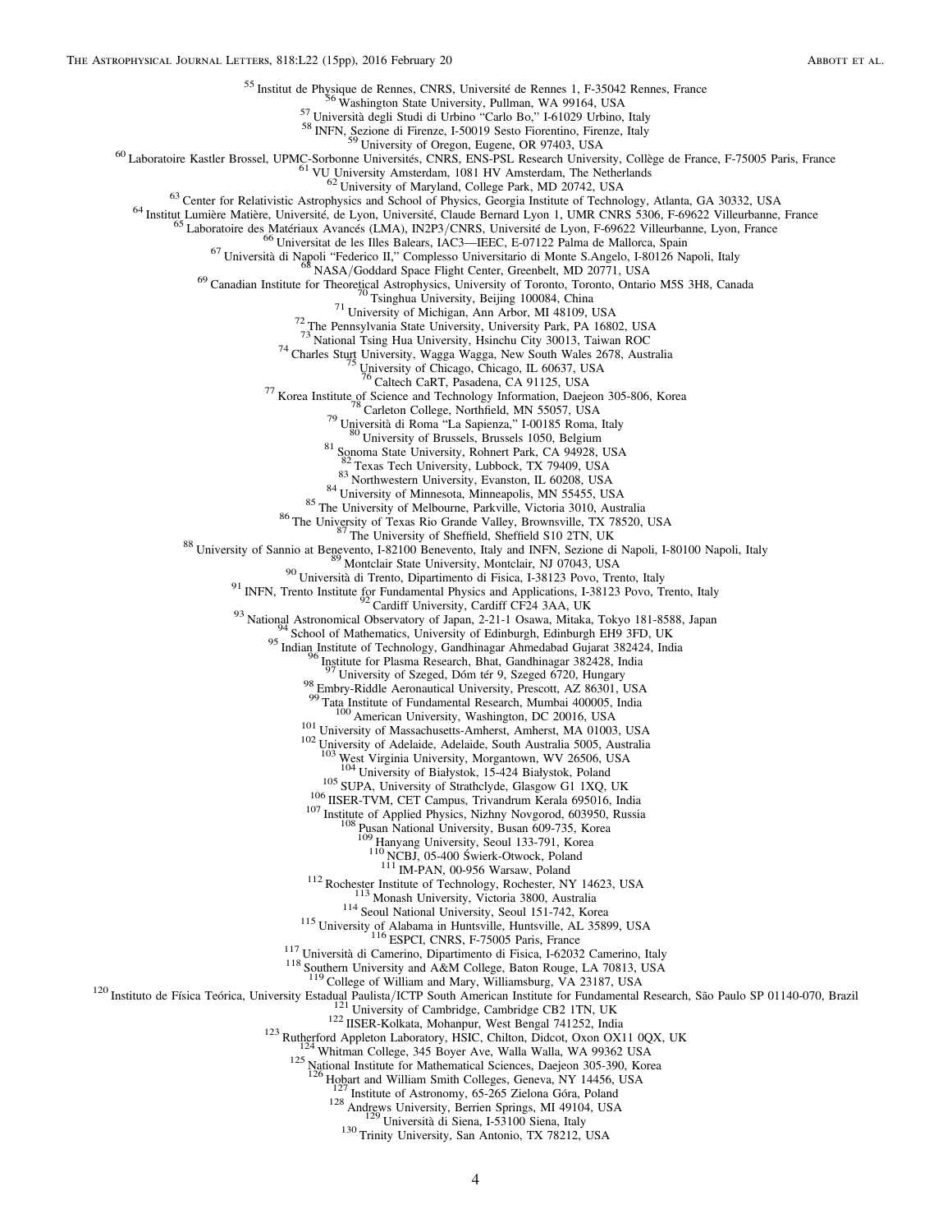[55] Institut de Physique de Rennes, CNRS, Université de Rennes 1, F-35042 Rennes, France
[56] Washington State University, Pullman, WA 99164, USA
[57] Università degli Studi di Urbino "Carlo Bo," I-61029 Urbino, Italy
[58] INFN, Sezione di Firenze, I-50019 Sesto Fiorentino, Firenze, Italy
[59] University of Oregon, Eugene, OR 97403, USA
[60] Laboratoire Kastler Brossel, UPMC-Sorbonne Universités, CNRS, ENS-PSL Research University, Collège de France, F-75005 Paris, France
[61] VU University Amsterdam, 1081 HV Amsterdam, The Netherlands
[62] University of Maryland, College Park, MD 20742, USA
[63] Center for Relativistic Astrophysics and School of Physics, Georgia Institute of Technology, Atlanta, GA 30332, USA
[64] Institut Lumière Matière, Université de Lyon, Université Claude Bernard Lyon 1, UMR CNRS 5306, F-69622 Villeurbanne, France
[65] Laboratoire des Matériaux Avancés (LMA), IN2P3/CNRS, Université de Lyon, F-69622 Villeurbanne, Lyon, France
[66] Universitat de les Illes Balears, IAC3—IEEC, E-07122 Palma de Mallorca, Spain
[67] Università di Napoli "Federico II," Complesso Universitario di Monte S.Angelo, I-80126 Napoli, Italy
[68] NASA/Goddard Space Flight Center, Greenbelt, MD 20771, USA
[69] Canadian Institute for Theoretical Astrophysics, University of Toronto, Toronto, Ontario M5S 3H8, Canada
[70] Tsinghua University, Beijing 100084, China
[71] University of Michigan, Ann Arbor, MI 48109, USA
[72] The Pennsylvania State University, University Park, PA 16802, USA
[73] National Tsing Hua University, Hsinchu City 30013, Taiwan ROC
[74] Charles Sturt University, Wagga Wagga, New South Wales 2678, Australia
[75] University of Chicago, Chicago, IL 60637, USA
[76] Caltech CaRT, Pasadena, CA 91125, USA
[77] Korea Institute of Science and Technology Information, Daejeon 305-806, Korea
[78] Carleton College, Northfield, MN 55057, USA
[79] Università di Roma "La Sapienza," I-00185 Roma, Italy
[80] University of Brussels, Brussels 1050, Belgium
[81] Sonoma State University, Rohnert Park, CA 94928, USA
[82] Texas Tech University, Lubbock, TX 79409, USA
[83] Northwestern University, Evanston, IL 60208, USA
[84] University of Minnesota, Minneapolis, MN 55455, USA
[85] The University of Melbourne, Parkville, Victoria 3010, Australia
[86] The University of Texas Rio Grande Valley, Brownsville, TX 78520, USA
[87] The University of Sheffield, Sheffield S10 2TN, UK
[88] University of Sannio at Benevento, I-82100 Benevento, Italy and INFN, Sezione di Napoli, I-80100 Napoli, Italy
[89] Montclair State University, Montclair, NJ 07043, USA
[90] Università di Trento, Dipartimento di Fisica, I-38123 Povo, Trento, Italy
[91] INFN, Trento Institute for Fundamental Physics and Applications, I-38123 Povo, Trento, Italy
[92] Cardiff University, Cardiff CF24 3AA, UK
[93] National Astronomical Observatory of Japan, 2-21-1 Osawa, Mitaka, Tokyo 181-8588, Japan
[94] School of Mathematics, University of Edinburgh, Edinburgh EH9 3FD, UK
[95] Indian Institute of Technology, Gandhinagar Ahmedabad Gujarat 382424, India
[96] Institute for Plasma Research, Bhat, Gandhinagar 382428, India
[97] University of Szeged, Dóm tér 9, Szeged 6720, Hungary
[98] Embry-Riddle Aeronautical University, Prescott, AZ 86301, USA
[99] Tata Institute of Fundamental Research, Mumbai 400005, India
[100] American University, Washington, DC 20016, USA
[101] University of Massachusetts-Amherst, Amherst, MA 01003, USA
[102] University of Adelaide, Adelaide, South Australia 5005, Australia
[103] West Virginia University, Morgantown, WV 26506, USA
[104] University of Białystok, 15-424 Białystok, Poland
[105] SUPA, University of Strathclyde, Glasgow G1 1XQ, UK
[106] IISER-TVM, CET Campus, Trivandrum Kerala 695016, India
[107] Institute of Applied Physics, Nizhny Novgorod, 603950, Russia
[108] Pusan National University, Busan 609-735, Korea
[109] Hanyang University, Seoul 133-791, Korea
[110] NCBJ, 05-400 Świerk-Otwock, Poland
[111] IM-PAN, 00-956 Warsaw, Poland
[112] Rochester Institute of Technology, Rochester, NY 14623, USA
[113] Monash University, Victoria 3800, Australia
[114] Seoul National University, Seoul 151-742, Korea
[115] University of Alabama in Huntsville, Huntsville, AL 35899, USA
[116] ESPCI, CNRS, F-75005 Paris, France
[117] Università di Camerino, Dipartimento di Fisica, I-62032 Camerino, Italy
[118] Southern University and A&M College, Baton Rouge, LA 70813, USA
[119] College of William and Mary, Williamsburg, VA 23187, USA
[120] Instituto de Física Teórica, University Estadual Paulista/ICTP South American Institute for Fundamental Research, São Paulo SP 01140-070, Brazil
[121] University of Cambridge, Cambridge CB2 1TN, UK
[122] IISER-Kolkata, Mohanpur, West Bengal 741252, India
[123] Rutherford Appleton Laboratory, HSIC, Chilton, Didcot, Oxon OX11 0QX, UK
[124] Whitman College, 345 Boyer Ave, Walla Walla, WA 99362 USA
[125] National Institute for Mathematical Sciences, Daejeon 305-390, Korea
[126] Hobart and William Smith Colleges, Geneva, NY 14456, USA
[127] Institute of Astronomy, 65-265 Zielona Góra, Poland
[128] Andrews University, Berrien Springs, MI 49104, USA
[129] Università di Siena, I-53100 Siena, Italy
[130] Trinity University, San Antonio, TX 78212, USA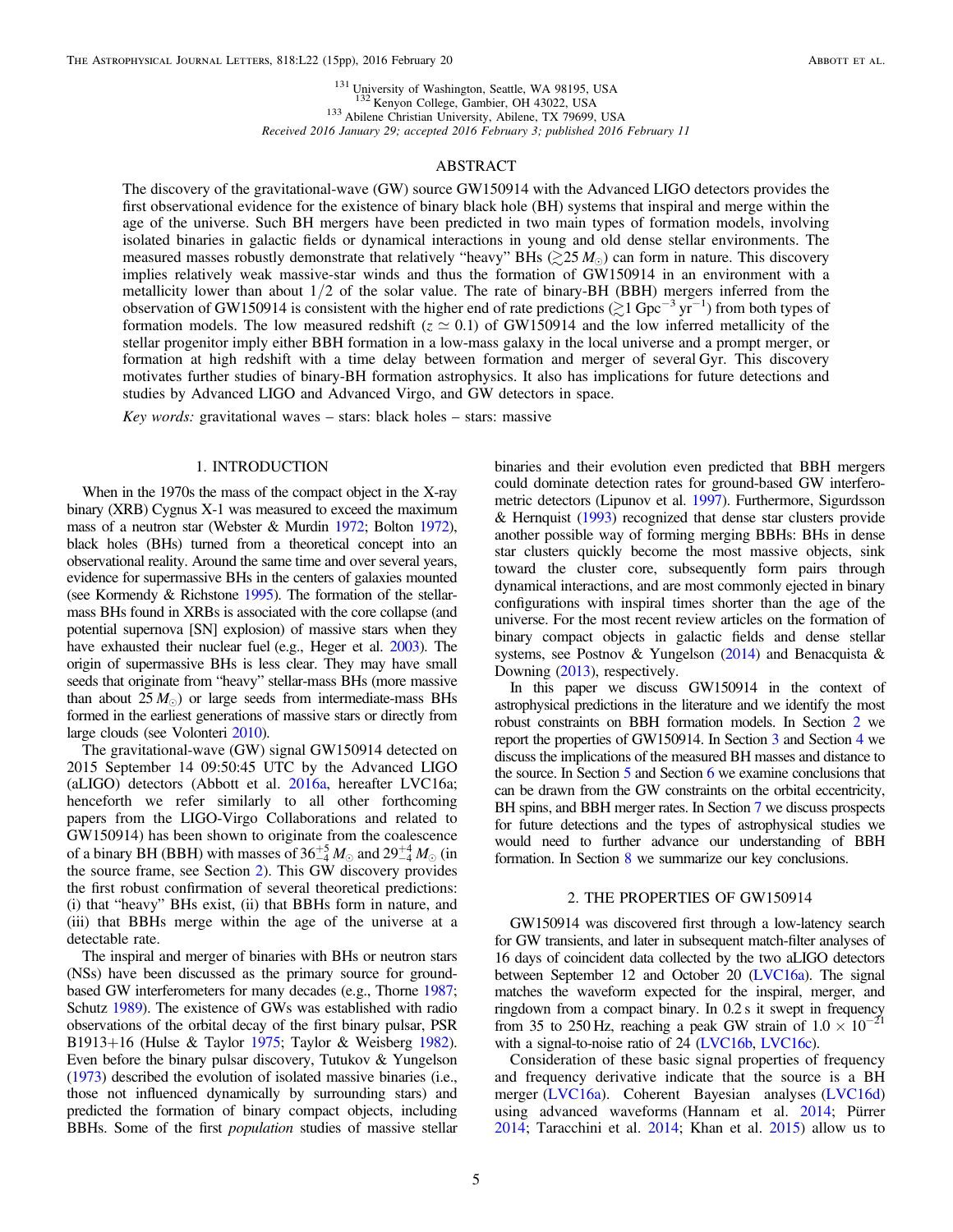[131] University of Washington, Seattle, WA 98195, USA
[132] Kenyon College, Gambier, OH 43022, USA
[133] Abilene Christian University, Abilene, TX 79699, USA

*Received 2016 January 29; accepted 2016 February 3; published 2016 February 11*

## ABSTRACT

The discovery of the gravitational-wave (GW) source GW150914 with the Advanced LIGO detectors provides the first observational evidence for the existence of binary black hole (BH) systems that inspiral and merge within the age of the universe. Such BH mergers have been predicted in two main types of formation models, involving isolated binaries in galactic fields or dynamical interactions in young and old dense stellar environments. The measured masses robustly demonstrate that relatively "heavy" BHs ($\gtrsim 25\,M_\odot$) can form in nature. This discovery implies relatively weak massive-star winds and thus the formation of GW150914 in an environment with a metallicity lower than about $1/2$ of the solar value. The rate of binary-BH (BBH) mergers inferred from the observation of GW150914 is consistent with the higher end of rate predictions ($\gtrsim 1\,\mathrm{Gpc^{-3}\,yr^{-1}}$) from both types of formation models. The low measured redshift ($z \simeq 0.1$) of GW150914 and the low inferred metallicity of the stellar progenitor imply either BBH formation in a low-mass galaxy in the local universe and a prompt merger, or formation at high redshift with a time delay between formation and merger of several Gyr. This discovery motivates further studies of binary-BH formation astrophysics. It also has implications for future detections and studies by Advanced LIGO and Advanced Virgo, and GW detectors in space.

*Key words:* gravitational waves – stars: black holes – stars: massive

## 1. INTRODUCTION

When in the 1970s the mass of the compact object in the X-ray binary (XRB) Cygnus X-1 was measured to exceed the maximum mass of a neutron star (Webster & Murdin 1972; Bolton 1972), black holes (BHs) turned from a theoretical concept into an observational reality. Around the same time and over several years, evidence for supermassive BHs in the centers of galaxies mounted (see Kormendy & Richstone 1995). The formation of the stellar-mass BHs found in XRBs is associated with the core collapse (and potential supernova [SN] explosion) of massive stars when they have exhausted their nuclear fuel (e.g., Heger et al. 2003). The origin of supermassive BHs is less clear. They may have small seeds that originate from "heavy" stellar-mass BHs (more massive than about $25\,M_\odot$) or large seeds from intermediate-mass BHs formed in the earliest generations of massive stars or directly from large clouds (see Volonteri 2010).

The gravitational-wave (GW) signal GW150914 detected on 2015 September 14 09:50:45 UTC by the Advanced LIGO (aLIGO) detectors (Abbott et al. 2016a, hereafter LVC16a; henceforth we refer similarly to all other forthcoming papers from the LIGO-Virgo Collaborations and related to GW150914) has been shown to originate from the coalescence of a binary BH (BBH) with masses of $36^{+5}_{-4}\,M_\odot$ and $29^{+4}_{-4}\,M_\odot$ (in the source frame, see Section 2). This GW discovery provides the first robust confirmation of several theoretical predictions: (i) that "heavy" BHs exist, (ii) that BBHs form in nature, and (iii) that BBHs merge within the age of the universe at a detectable rate.

The inspiral and merger of binaries with BHs or neutron stars (NSs) have been discussed as the primary source for ground-based GW interferometers for many decades (e.g., Thorne 1987; Schutz 1989). The existence of GWs was established with radio observations of the orbital decay of the first binary pulsar, PSR B1913+16 (Hulse & Taylor 1975; Taylor & Weisberg 1982). Even before the binary pulsar discovery, Tutukov & Yungelson (1973) described the evolution of isolated massive binaries (i.e., those not influenced dynamically by surrounding stars) and predicted the formation of binary compact objects, including BBHs. Some of the first *population* studies of massive stellar binaries and their evolution even predicted that BBH mergers could dominate detection rates for ground-based GW interferometric detectors (Lipunov et al. 1997). Furthermore, Sigurdsson & Hernquist (1993) recognized that dense star clusters provide another possible way of forming merging BBHs: BHs in dense star clusters quickly become the most massive objects, sink toward the cluster core, subsequently form pairs through dynamical interactions, and are most commonly ejected in binary configurations with inspiral times shorter than the age of the universe. For the most recent review articles on the formation of binary compact objects in galactic fields and dense stellar systems, see Postnov & Yungelson (2014) and Benacquista & Downing (2013), respectively.

In this paper we discuss GW150914 in the context of astrophysical predictions in the literature and we identify the most robust constraints on BBH formation models. In Section 2 we report the properties of GW150914. In Section 3 and Section 4 we discuss the implications of the measured BH masses and distance to the source. In Section 5 and Section 6 we examine conclusions that can be drawn from the GW constraints on the orbital eccentricity, BH spins, and BBH merger rates. In Section 7 we discuss prospects for future detections and the types of astrophysical studies we would need to further advance our understanding of BBH formation. In Section 8 we summarize our key conclusions.

## 2. THE PROPERTIES OF GW150914

GW150914 was discovered first through a low-latency search for GW transients, and later in subsequent match-filter analyses of 16 days of coincident data collected by the two aLIGO detectors between September 12 and October 20 (LVC16a). The signal matches the waveform expected for the inspiral, merger, and ringdown from a compact binary. In 0.2 s it swept in frequency from 35 to 250 Hz, reaching a peak GW strain of $1.0 \times 10^{-21}$ with a signal-to-noise ratio of 24 (LVC16b, LVC16c).

Consideration of these basic signal properties of frequency and frequency derivative indicate that the source is a BH merger (LVC16a). Coherent Bayesian analyses (LVC16d) using advanced waveforms (Hannam et al. 2014; Pürrer 2014; Taracchini et al. 2014; Khan et al. 2015) allow us to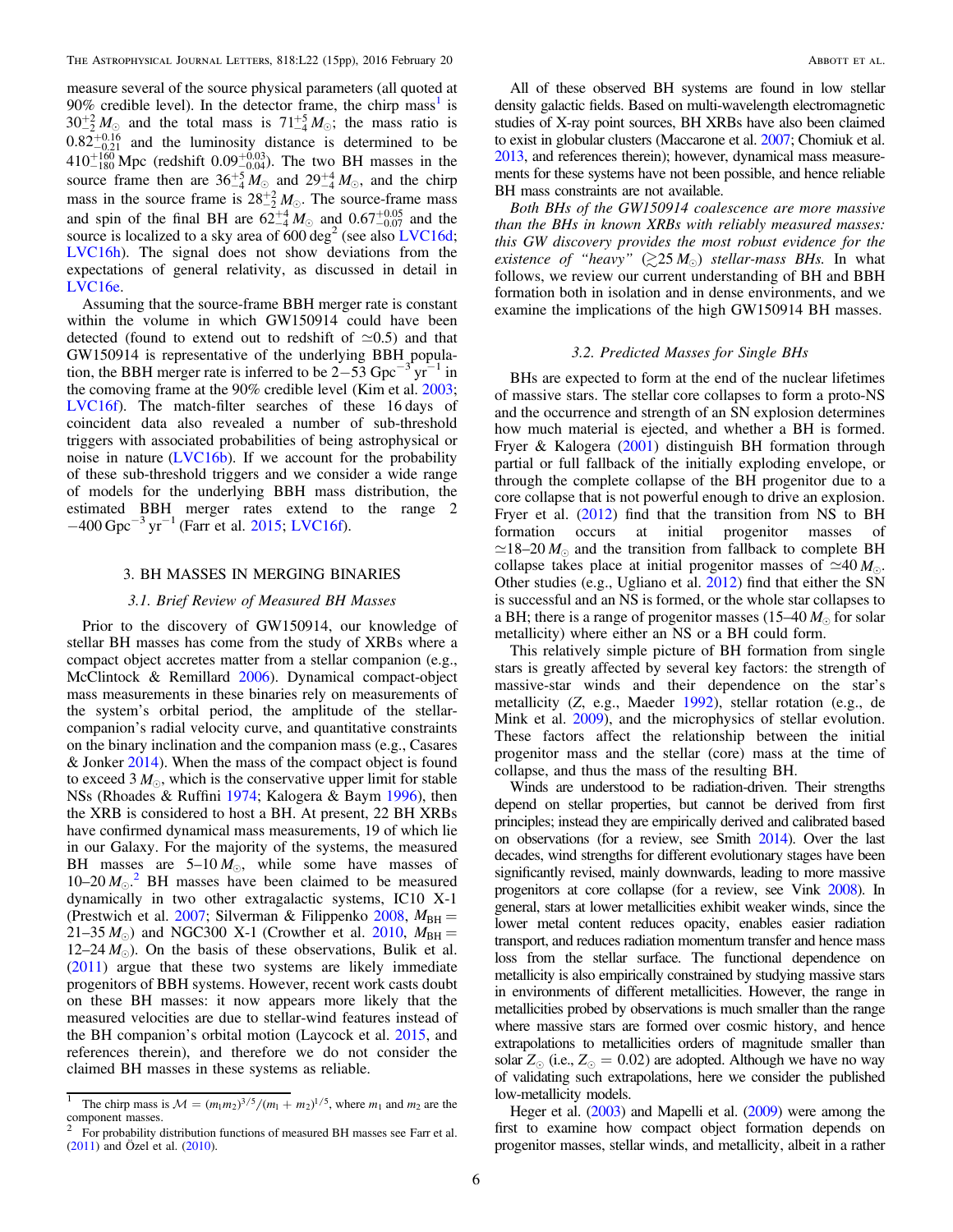measure several of the source physical parameters (all quoted at 90% credible level). In the detector frame, the chirp mass[1] is $30^{+2}_{-2}\,M_{\odot}$ and the total mass is $71^{+5}_{-4}\,M_{\odot}$; the mass ratio is $0.82^{+0.16}_{-0.21}$ and the luminosity distance is determined to be $410^{+160}_{-180}$ Mpc (redshift $0.09^{+0.03}_{-0.04}$). The two BH masses in the source frame then are $36^{+5}_{-4}\,M_{\odot}$ and $29^{+4}_{-4}\,M_{\odot}$, and the chirp mass in the source frame is $28^{+2}_{-2}\,M_{\odot}$. The source-frame mass and spin of the final BH are $62^{+4}_{-4}\,M_{\odot}$ and $0.67^{+0.05}_{-0.07}$ and the source is localized to a sky area of 600 deg[2] (see also LVC16d; LVC16h). The signal does not show deviations from the expectations of general relativity, as discussed in detail in LVC16e.

Assuming that the source-frame BBH merger rate is constant within the volume in which GW150914 could have been detected (found to extend out to redshift of $\simeq$0.5) and that GW150914 is representative of the underlying BBH population, the BBH merger rate is inferred to be 2−53 $\mathrm{Gpc}^{-3}\,\mathrm{yr}^{-1}$ in the comoving frame at the 90% credible level (Kim et al. 2003; LVC16f). The match-filter searches of these 16 days of coincident data also revealed a number of sub-threshold triggers with associated probabilities of being astrophysical or noise in nature (LVC16b). If we account for the probability of these sub-threshold triggers and we consider a wide range of models for the underlying BBH mass distribution, the estimated BBH merger rates extend to the range 2 −400 $\mathrm{Gpc}^{-3}\,\mathrm{yr}^{-1}$ (Farr et al. 2015; LVC16f).

## 3. BH MASSES IN MERGING BINARIES

### 3.1. Brief Review of Measured BH Masses

Prior to the discovery of GW150914, our knowledge of stellar BH masses has come from the study of XRBs where a compact object accretes matter from a stellar companion (e.g., McClintock & Remillard 2006). Dynamical compact-object mass measurements in these binaries rely on measurements of the system's orbital period, the amplitude of the stellar-companion's radial velocity curve, and quantitative constraints on the binary inclination and the companion mass (e.g., Casares & Jonker 2014). When the mass of the compact object is found to exceed 3 $M_{\odot}$, which is the conservative upper limit for stable NSs (Rhoades & Ruffini 1974; Kalogera & Baym 1996), then the XRB is considered to host a BH. At present, 22 BH XRBs have confirmed dynamical mass measurements, 19 of which lie in our Galaxy. For the majority of the systems, the measured BH masses are 5–10 $M_{\odot}$, while some have masses of 10–20 $M_{\odot}$.[2] BH masses have been claimed to be measured dynamically in two other extragalactic systems, IC10 X-1 (Prestwich et al. 2007; Silverman & Filippenko 2008, $M_{\mathrm{BH}}$ = 21–35 $M_{\odot}$) and NGC300 X-1 (Crowther et al. 2010, $M_{\mathrm{BH}}$ = 12–24 $M_{\odot}$). On the basis of these observations, Bulik et al. (2011) argue that these two systems are likely immediate progenitors of BBH systems. However, recent work casts doubt on these BH masses: it now appears more likely that the measured velocities are due to stellar-wind features instead of the BH companion's orbital motion (Laycock et al. 2015, and references therein), and therefore we do not consider the claimed BH masses in these systems as reliable.

All of these observed BH systems are found in low stellar density galactic fields. Based on multi-wavelength electromagnetic studies of X-ray point sources, BH XRBs have also been claimed to exist in globular clusters (Maccarone et al. 2007; Chomiuk et al. 2013, and references therein); however, dynamical mass measurements for these systems have not been possible, and hence reliable BH mass constraints are not available.

*Both BHs of the GW150914 coalescence are more massive than the BHs in known XRBs with reliably measured masses: this GW discovery provides the most robust evidence for the existence of "heavy" ($\gtrsim$25 $M_{\odot}$) stellar-mass BHs.* In what follows, we review our current understanding of BH and BBH formation both in isolation and in dense environments, and we examine the implications of the high GW150914 BH masses.

### 3.2. Predicted Masses for Single BHs

BHs are expected to form at the end of the nuclear lifetimes of massive stars. The stellar core collapses to form a proto-NS and the occurrence and strength of an SN explosion determines how much material is ejected, and whether a BH is formed. Fryer & Kalogera (2001) distinguish BH formation through partial or full fallback of the initially exploding envelope, or through the complete collapse of the BH progenitor due to a core collapse that is not powerful enough to drive an explosion. Fryer et al. (2012) find that the transition from NS to BH formation occurs at initial progenitor masses of $\simeq$18–20 $M_{\odot}$ and the transition from fallback to complete BH collapse takes place at initial progenitor masses of $\simeq$40 $M_{\odot}$. Other studies (e.g., Ugliano et al. 2012) find that either the SN is successful and an NS is formed, or the whole star collapses to a BH; there is a range of progenitor masses (15–40 $M_{\odot}$ for solar metallicity) where either an NS or a BH could form.

This relatively simple picture of BH formation from single stars is greatly affected by several key factors: the strength of massive-star winds and their dependence on the star's metallicity ($Z$, e.g., Maeder 1992), stellar rotation (e.g., de Mink et al. 2009), and the microphysics of stellar evolution. These factors affect the relationship between the initial progenitor mass and the stellar (core) mass at the time of collapse, and thus the mass of the resulting BH.

Winds are understood to be radiation-driven. Their strengths depend on stellar properties, but cannot be derived from first principles; instead they are empirically derived and calibrated based on observations (for a review, see Smith 2014). Over the last decades, wind strengths for different evolutionary stages have been significantly revised, mainly downwards, leading to more massive progenitors at core collapse (for a review, see Vink 2008). In general, stars at lower metallicities exhibit weaker winds, since the lower metal content reduces opacity, enables easier radiation transport, and reduces radiation momentum transfer and hence mass loss from the stellar surface. The functional dependence on metallicity is also empirically constrained by studying massive stars in environments of different metallicities. However, the range in metallicities probed by observations is much smaller than the range where massive stars are formed over cosmic history, and hence extrapolations to metallicities orders of magnitude smaller than solar $Z_{\odot}$ (i.e., $Z_{\odot} = 0.02$) are adopted. Although we have no way of validating such extrapolations, here we consider the published low-metallicity models.

Heger et al. (2003) and Mapelli et al. (2009) were among the first to examine how compact object formation depends on progenitor masses, stellar winds, and metallicity, albeit in a rather

---

[1] The chirp mass is $\mathcal{M} = (m_1 m_2)^{3/5}/(m_1 + m_2)^{1/5}$, where $m_1$ and $m_2$ are the component masses.

[2] For probability distribution functions of measured BH masses see Farr et al. (2011) and Özel et al. (2010).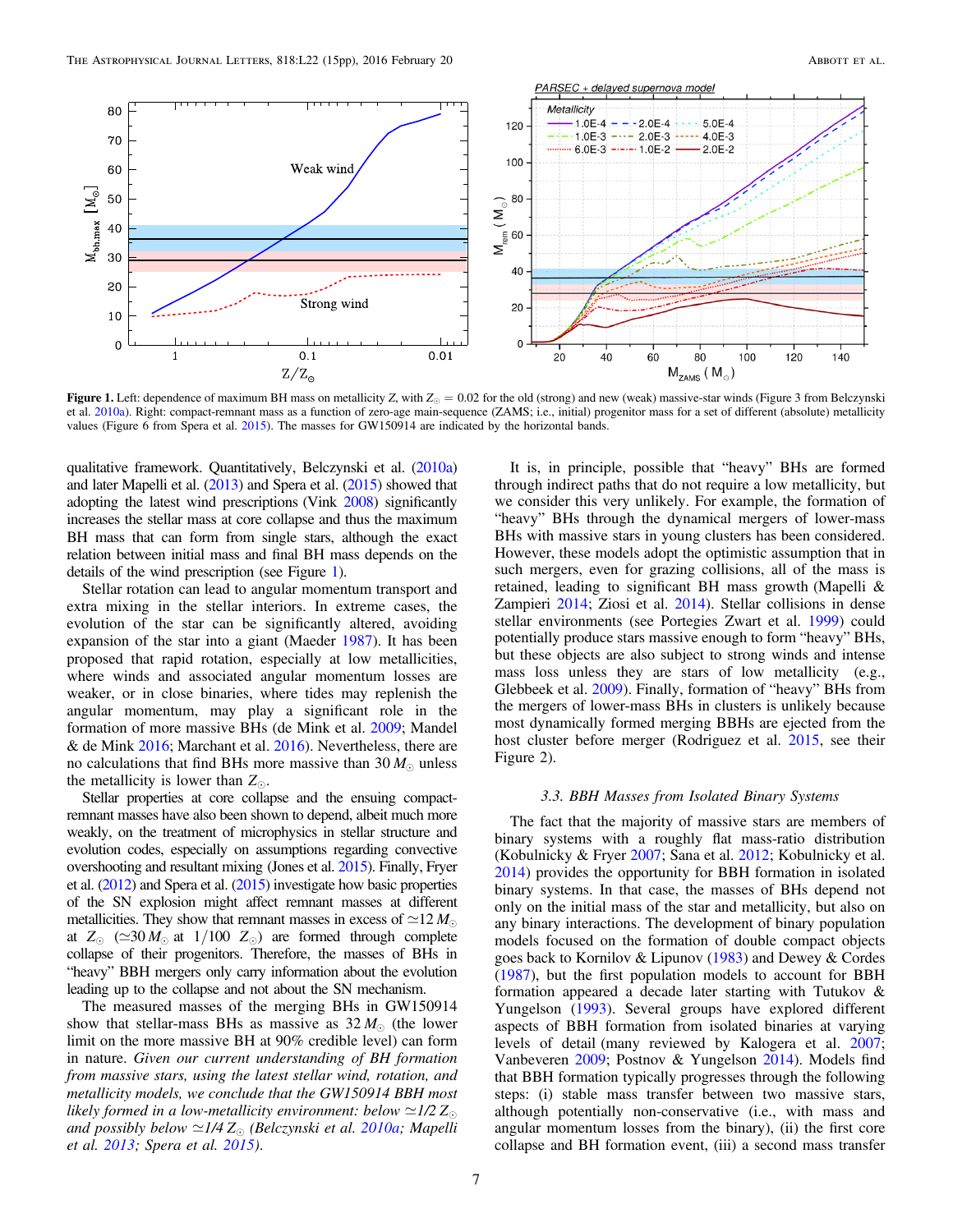**Figure 1.** Left: dependence of maximum BH mass on metallicity Z, with $Z_{\odot} = 0.02$ for the old (strong) and new (weak) massive-star winds (Figure 3 from Belczynski et al. 2010a). Right: compact-remnant mass as a function of zero-age main-sequence (ZAMS; i.e., initial) progenitor mass for a set of different (absolute) metallicity values (Figure 6 from Spera et al. 2015). The masses for GW150914 are indicated by the horizontal bands.

qualitative framework. Quantitatively, Belczynski et al. (2010a) and later Mapelli et al. (2013) and Spera et al. (2015) showed that adopting the latest wind prescriptions (Vink 2008) significantly increases the stellar mass at core collapse and thus the maximum BH mass that can form from single stars, although the exact relation between initial mass and final BH mass depends on the details of the wind prescription (see Figure 1).

Stellar rotation can lead to angular momentum transport and extra mixing in the stellar interiors. In extreme cases, the evolution of the star can be significantly altered, avoiding expansion of the star into a giant (Maeder 1987). It has been proposed that rapid rotation, especially at low metallicities, where winds and associated angular momentum losses are weaker, or in close binaries, where tides may replenish the angular momentum, may play a significant role in the formation of more massive BHs (de Mink et al. 2009; Mandel & de Mink 2016; Marchant et al. 2016). Nevertheless, there are no calculations that find BHs more massive than $30\,M_{\odot}$ unless the metallicity is lower than $Z_{\odot}$.

Stellar properties at core collapse and the ensuing compact-remnant masses have also been shown to depend, albeit much more weakly, on the treatment of microphysics in stellar structure and evolution codes, especially on assumptions regarding convective overshooting and resultant mixing (Jones et al. 2015). Finally, Fryer et al. (2012) and Spera et al. (2015) investigate how basic properties of the SN explosion might affect remnant masses at different metallicities. They show that remnant masses in excess of $\simeq 12\,M_{\odot}$ at $Z_{\odot}$ ($\simeq 30\,M_{\odot}$ at $1/100$ $Z_{\odot}$) are formed through complete collapse of their progenitors. Therefore, the masses of BHs in "heavy" BBH mergers only carry information about the evolution leading up to the collapse and not about the SN mechanism.

The measured masses of the merging BHs in GW150914 show that stellar-mass BHs as massive as $32\,M_{\odot}$ (the lower limit on the more massive BH at 90% credible level) can form in nature. *Given our current understanding of BH formation from massive stars, using the latest stellar wind, rotation, and metallicity models, we conclude that the GW150914 BBH most likely formed in a low-metallicity environment: below $\simeq 1/2\,Z_{\odot}$ and possibly below $\simeq 1/4\,Z_{\odot}$ (Belczynski et al. 2010a; Mapelli et al. 2013; Spera et al. 2015).*

It is, in principle, possible that "heavy" BHs are formed through indirect paths that do not require a low metallicity, but we consider this very unlikely. For example, the formation of "heavy" BHs through the dynamical mergers of lower-mass BHs with massive stars in young clusters has been considered. However, these models adopt the optimistic assumption that in such mergers, even for grazing collisions, all of the mass is retained, leading to significant BH mass growth (Mapelli & Zampieri 2014; Ziosi et al. 2014). Stellar collisions in dense stellar environments (see Portegies Zwart et al. 1999) could potentially produce stars massive enough to form "heavy" BHs, but these objects are also subject to strong winds and intense mass loss unless they are stars of low metallicity (e.g., Glebbeek et al. 2009). Finally, formation of "heavy" BHs from the mergers of lower-mass BHs in clusters is unlikely because most dynamically formed merging BBHs are ejected from the host cluster before merger (Rodriguez et al. 2015, see their Figure 2).

### 3.3. BBH Masses from Isolated Binary Systems

The fact that the majority of massive stars are members of binary systems with a roughly flat mass-ratio distribution (Kobulnicky & Fryer 2007; Sana et al. 2012; Kobulnicky et al. 2014) provides the opportunity for BBH formation in isolated binary systems. In that case, the masses of BHs depend not only on the initial mass of the star and metallicity, but also on any binary interactions. The development of binary population models focused on the formation of double compact objects goes back to Kornilov & Lipunov (1983) and Dewey & Cordes (1987), but the first population models to account for BBH formation appeared a decade later starting with Tutukov & Yungelson (1993). Several groups have explored different aspects of BBH formation from isolated binaries at varying levels of detail (many reviewed by Kalogera et al. 2007; Vanbeveren 2009; Postnov & Yungelson 2014). Models find that BBH formation typically progresses through the following steps: (i) stable mass transfer between two massive stars, although potentially non-conservative (i.e., with mass and angular momentum losses from the binary), (ii) the first core collapse and BH formation event, (iii) a second mass transfer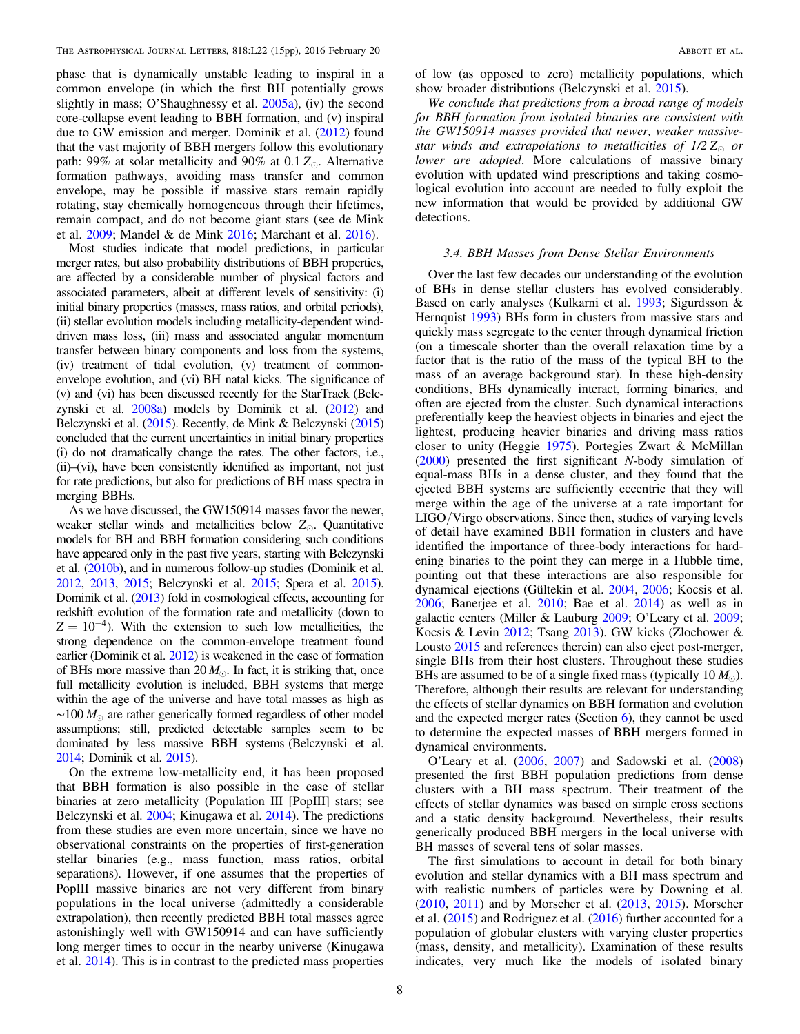phase that is dynamically unstable leading to inspiral in a common envelope (in which the first BH potentially grows slightly in mass; O'Shaughnessy et al. 2005a), (iv) the second core-collapse event leading to BBH formation, and (v) inspiral due to GW emission and merger. Dominik et al. (2012) found that the vast majority of BBH mergers follow this evolutionary path: 99% at solar metallicity and 90% at $0.1\,Z_\odot$. Alternative formation pathways, avoiding mass transfer and common envelope, may be possible if massive stars remain rapidly rotating, stay chemically homogeneous through their lifetimes, remain compact, and do not become giant stars (see de Mink et al. 2009; Mandel & de Mink 2016; Marchant et al. 2016).

Most studies indicate that model predictions, in particular merger rates, but also probability distributions of BBH properties, are affected by a considerable number of physical factors and associated parameters, albeit at different levels of sensitivity: (i) initial binary properties (masses, mass ratios, and orbital periods), (ii) stellar evolution models including metallicity-dependent wind-driven mass loss, (iii) mass and associated angular momentum transfer between binary components and loss from the systems, (iv) treatment of tidal evolution, (v) treatment of common-envelope evolution, and (vi) BH natal kicks. The significance of (v) and (vi) has been discussed recently for the StarTrack (Belczynski et al. 2008a) models by Dominik et al. (2012) and Belczynski et al. (2015). Recently, de Mink & Belczynski (2015) concluded that the current uncertainties in initial binary properties (i) do not dramatically change the rates. The other factors, i.e., (ii)–(vi), have been consistently identified as important, not just for rate predictions, but also for predictions of BH mass spectra in merging BBHs.

As we have discussed, the GW150914 masses favor the newer, weaker stellar winds and metallicities below $Z_\odot$. Quantitative models for BH and BBH formation considering such conditions have appeared only in the past five years, starting with Belczynski et al. (2010b), and in numerous follow-up studies (Dominik et al. 2012, 2013, 2015; Belczynski et al. 2015; Spera et al. 2015). Dominik et al. (2013) fold in cosmological effects, accounting for redshift evolution of the formation rate and metallicity (down to $Z = 10^{-4}$). With the extension to such low metallicities, the strong dependence on the common-envelope treatment found earlier (Dominik et al. 2012) is weakened in the case of formation of BHs more massive than $20\,M_\odot$. In fact, it is striking that, once full metallicity evolution is included, BBH systems that merge within the age of the universe and have total masses as high as $\sim 100\,M_\odot$ are rather generically formed regardless of other model assumptions; still, predicted detectable samples seem to be dominated by less massive BBH systems (Belczynski et al. 2014; Dominik et al. 2015).

On the extreme low-metallicity end, it has been proposed that BBH formation is also possible in the case of stellar binaries at zero metallicity (Population III [PopIII] stars; see Belczynski et al. 2004; Kinugawa et al. 2014). The predictions from these studies are even more uncertain, since we have no observational constraints on the properties of first-generation stellar binaries (e.g., mass function, mass ratios, orbital separations). However, if one assumes that the properties of PopIII massive binaries are not very different from binary populations in the local universe (admittedly a considerable extrapolation), then recently predicted BBH total masses agree astonishingly well with GW150914 and can have sufficiently long merger times to occur in the nearby universe (Kinugawa et al. 2014). This is in contrast to the predicted mass properties of low (as opposed to zero) metallicity populations, which show broader distributions (Belczynski et al. 2015).

*We conclude that predictions from a broad range of models for BBH formation from isolated binaries are consistent with the GW150914 masses provided that newer, weaker massive-star winds and extrapolations to metallicities of 1/2 $Z_\odot$ or lower are adopted.* More calculations of massive binary evolution with updated wind prescriptions and taking cosmological evolution into account are needed to fully exploit the new information that would be provided by additional GW detections.

### 3.4. BBH Masses from Dense Stellar Environments

Over the last few decades our understanding of the evolution of BHs in dense stellar clusters has evolved considerably. Based on early analyses (Kulkarni et al. 1993; Sigurdsson & Hernquist 1993) BHs form in clusters from massive stars and quickly mass segregate to the center through dynamical friction (on a timescale shorter than the overall relaxation time by a factor that is the ratio of the mass of the typical BH to the mass of an average background star). In these high-density conditions, BHs dynamically interact, forming binaries, and often are ejected from the cluster. Such dynamical interactions preferentially keep the heaviest objects in binaries and eject the lightest, producing heavier binaries and driving mass ratios closer to unity (Heggie 1975). Portegies Zwart & McMillan (2000) presented the first significant *N*-body simulation of equal-mass BHs in a dense cluster, and they found that the ejected BBH systems are sufficiently eccentric that they will merge within the age of the universe at a rate important for LIGO/Virgo observations. Since then, studies of varying levels of detail have examined BBH formation in clusters and have identified the importance of three-body interactions for hardening binaries to the point they can merge in a Hubble time, pointing out that these interactions are also responsible for dynamical ejections (Gültekin et al. 2004, 2006; Kocsis et al. 2006; Banerjee et al. 2010; Bae et al. 2014) as well as in galactic centers (Miller & Lauburg 2009; O'Leary et al. 2009; Kocsis & Levin 2012; Tsang 2013). GW kicks (Zlochower & Lousto 2015 and references therein) can also eject post-merger, single BHs from their host clusters. Throughout these studies BHs are assumed to be of a single fixed mass (typically $10\,M_\odot$). Therefore, although their results are relevant for understanding the effects of stellar dynamics on BBH formation and evolution and the expected merger rates (Section 6), they cannot be used to determine the expected masses of BBH mergers formed in dynamical environments.

O'Leary et al. (2006, 2007) and Sadowski et al. (2008) presented the first BBH population predictions from dense clusters with a BH mass spectrum. Their treatment of the effects of stellar dynamics was based on simple cross sections and a static density background. Nevertheless, their results generically produced BBH mergers in the local universe with BH masses of several tens of solar masses.

The first simulations to account in detail for both binary evolution and stellar dynamics with a BH mass spectrum and with realistic numbers of particles were by Downing et al. (2010, 2011) and by Morscher et al. (2013, 2015). Morscher et al. (2015) and Rodriguez et al. (2016) further accounted for a population of globular clusters with varying cluster properties (mass, density, and metallicity). Examination of these results indicates, very much like the models of isolated binary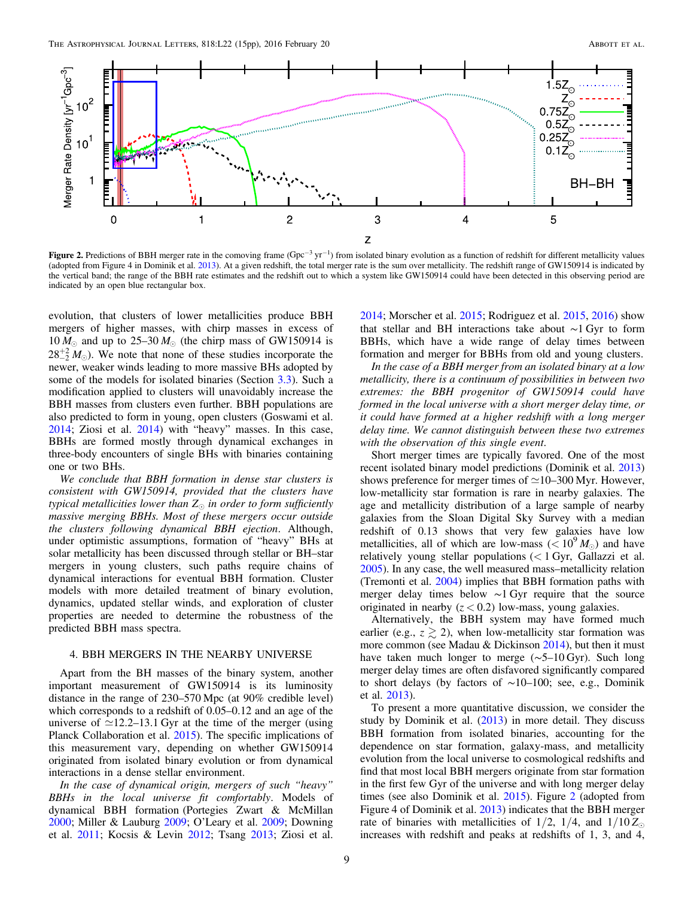**Figure 2.** Predictions of BBH merger rate in the comoving frame ($\mathrm{Gpc}^{-3}\,\mathrm{yr}^{-1}$) from isolated binary evolution as a function of redshift for different metallicity values (adopted from Figure 4 in Dominik et al. 2013). At a given redshift, the total merger rate is the sum over metallicity. The redshift range of GW150914 is indicated by the vertical band; the range of the BBH rate estimates and the redshift out to which a system like GW150914 could have been detected in this observing period are indicated by an open blue rectangular box.

evolution, that clusters of lower metallicities produce BBH mergers of higher masses, with chirp masses in excess of $10\,M_\odot$ and up to $25–30\,M_\odot$ (the chirp mass of GW150914 is $28^{+2}_{-2}\,M_\odot$). We note that none of these studies incorporate the newer, weaker winds leading to more massive BHs adopted by some of the models for isolated binaries (Section 3.3). Such a modification applied to clusters will unavoidably increase the BBH masses from clusters even further. BBH populations are also predicted to form in young, open clusters (Goswami et al. 2014; Ziosi et al. 2014) with "heavy" masses. In this case, BBHs are formed mostly through dynamical exchanges in three-body encounters of single BHs with binaries containing one or two BHs.

*We conclude that BBH formation in dense star clusters is consistent with GW150914, provided that the clusters have typical metallicities lower than $Z_\odot$ in order to form sufficiently massive merging BBHs. Most of these mergers occur outside the clusters following dynamical BBH ejection.* Although, under optimistic assumptions, formation of "heavy" BHs at solar metallicity has been discussed through stellar or BH–star mergers in young clusters, such paths require chains of dynamical interactions for eventual BBH formation. Cluster models with more detailed treatment of binary evolution, dynamics, updated stellar winds, and exploration of cluster properties are needed to determine the robustness of the predicted BBH mass spectra.

## 4. BBH MERGERS IN THE NEARBY UNIVERSE

Apart from the BH masses of the binary system, another important measurement of GW150914 is its luminosity distance in the range of 230–570 Mpc (at 90% credible level) which corresponds to a redshift of 0.05–0.12 and an age of the universe of $\simeq$12.2–13.1 Gyr at the time of the merger (using Planck Collaboration et al. 2015). The specific implications of this measurement vary, depending on whether GW150914 originated from isolated binary evolution or from dynamical interactions in a dense stellar environment.

*In the case of dynamical origin, mergers of such "heavy" BBHs in the local universe fit comfortably.* Models of dynamical BBH formation (Portegies Zwart & McMillan 2000; Miller & Lauburg 2009; O'Leary et al. 2009; Downing et al. 2011; Kocsis & Levin 2012; Tsang 2013; Ziosi et al. 2014; Morscher et al. 2015; Rodriguez et al. 2015, 2016) show that stellar and BH interactions take about $\sim$1 Gyr to form BBHs, which have a wide range of delay times between formation and merger for BBHs from old and young clusters.

*In the case of a BBH merger from an isolated binary at a low metallicity, there is a continuum of possibilities in between two extremes: the BBH progenitor of GW150914 could have formed in the local universe with a short merger delay time, or it could have formed at a higher redshift with a long merger delay time. We cannot distinguish between these two extremes with the observation of this single event.*

Short merger times are typically favored. One of the most recent isolated binary model predictions (Dominik et al. 2013) shows preference for merger times of $\simeq$10–300 Myr. However, low-metallicity star formation is rare in nearby galaxies. The age and metallicity distribution of a large sample of nearby galaxies from the Sloan Digital Sky Survey with a median redshift of 0.13 shows that very few galaxies have low metallicities, all of which are low-mass ($< 10^9\,M_\odot$) and have relatively young stellar populations ($<$ 1 Gyr, Gallazzi et al. 2005). In any case, the well measured mass–metallicity relation (Tremonti et al. 2004) implies that BBH formation paths with merger delay times below $\sim$1 Gyr require that the source originated in nearby ($z < 0.2$) low-mass, young galaxies.

Alternatively, the BBH system may have formed much earlier (e.g., $z \gtrsim 2$), when low-metallicity star formation was more common (see Madau & Dickinson 2014), but then it must have taken much longer to merge ($\sim$5–10 Gyr). Such long merger delay times are often disfavored significantly compared to short delays (by factors of $\sim$10–100; see, e.g., Dominik et al. 2013).

To present a more quantitative discussion, we consider the study by Dominik et al. (2013) in more detail. They discuss BBH formation from isolated binaries, accounting for the dependence on star formation, galaxy-mass, and metallicity evolution from the local universe to cosmological redshifts and find that most local BBH mergers originate from star formation in the first few Gyr of the universe and with long merger delay times (see also Dominik et al. 2015). Figure 2 (adopted from Figure 4 of Dominik et al. 2013) indicates that the BBH merger rate of binaries with metallicities of $1/2$, $1/4$, and $1/10\,Z_\odot$ increases with redshift and peaks at redshifts of 1, 3, and 4,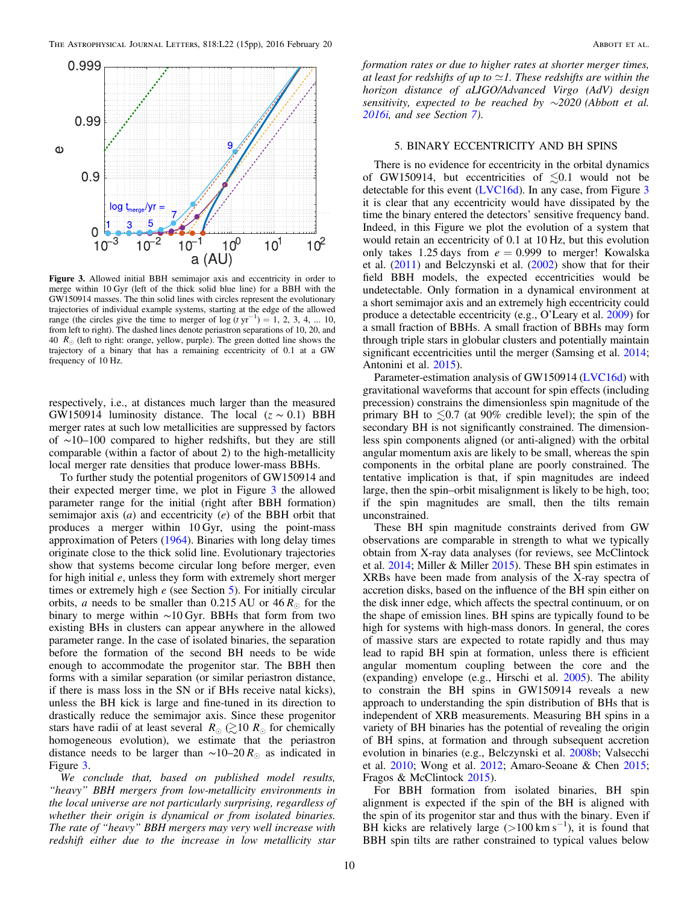Figure 3. Allowed initial BBH semimajor axis and eccentricity in order to merge within 10 Gyr (left of the thick solid blue line) for a BBH with the GW150914 masses. The thin solid lines with circles represent the evolutionary trajectories of individual example systems, starting at the edge of the allowed range (the circles give the time to merger of $\log(t \text{ yr}^{-1}) = 1, 2, 3, 4, \ldots 10$, from left to right). The dashed lines denote periastron separations of 10, 20, and 40 $R_\odot$ (left to right: orange, yellow, purple). The green dotted line shows the trajectory of a binary that has a remaining eccentricity of 0.1 at a GW frequency of 10 Hz.

respectively, i.e., at distances much larger than the measured GW150914 luminosity distance. The local ($z \sim 0.1$) BBH merger rates at such low metallicities are suppressed by factors of ~10–100 compared to higher redshifts, but they are still comparable (within a factor of about 2) to the high-metallicity local merger rate densities that produce lower-mass BBHs.

To further study the potential progenitors of GW150914 and their expected merger time, we plot in Figure 3 the allowed parameter range for the initial (right after BBH formation) semimajor axis ($a$) and eccentricity ($e$) of the BBH orbit that produces a merger within 10 Gyr, using the point-mass approximation of Peters (1964). Binaries with long delay times originate close to the thick solid line. Evolutionary trajectories show that systems become circular long before merger, even for high initial $e$, unless they form with extremely short merger times or extremely high $e$ (see Section 5). For initially circular orbits, $a$ needs to be smaller than 0.215 AU or 46 $R_\odot$ for the binary to merge within ~10 Gyr. BBHs that form from two existing BHs in clusters can appear anywhere in the allowed parameter range. In the case of isolated binaries, the separation before the formation of the second BH needs to be wide enough to accommodate the progenitor star. The BBH then forms with a similar separation (or similar periastron distance, if there is mass loss in the SN or if BHs receive natal kicks), unless the BH kick is large and fine-tuned in its direction to drastically reduce the semimajor axis. Since these progenitor stars have radii of at least several $R_\odot$ ($\gtrsim 10\ R_\odot$ for chemically homogeneous evolution), we estimate that the periastron distance needs to be larger than ~10–20 $R_\odot$ as indicated in Figure 3.

*We conclude that, based on published model results, "heavy" BBH mergers from low-metallicity environments in the local universe are not particularly surprising, regardless of whether their origin is dynamical or from isolated binaries. The rate of "heavy" BBH mergers may very well increase with redshift either due to the increase in low metallicity star formation rates or due to higher rates at shorter merger times, at least for redshifts of up to $\simeq 1$. These redshifts are within the horizon distance of aLIGO/Advanced Virgo (AdV) design sensitivity, expected to be reached by ~2020 (Abbott et al. 2016i, and see Section 7).*

## 5. BINARY ECCENTRICITY AND BH SPINS

There is no evidence for eccentricity in the orbital dynamics of GW150914, but eccentricities of $\lesssim 0.1$ would not be detectable for this event (LVC16d). In any case, from Figure 3 it is clear that any eccentricity would have dissipated by the time the binary entered the detectors' sensitive frequency band. Indeed, in this Figure we plot the evolution of a system that would retain an eccentricity of 0.1 at 10 Hz, but this evolution only takes 1.25 days from $e = 0.999$ to merger! Kowalska et al. (2011) and Belczynski et al. (2002) show that for their field BBH models, the expected eccentricities would be undetectable. Only formation in a dynamical environment at a short semimajor axis and an extremely high eccentricity could produce a detectable eccentricity (e.g., O'Leary et al. 2009) for a small fraction of BBHs. A small fraction of BBHs may form through triple stars in globular clusters and potentially maintain significant eccentricities until the merger (Samsing et al. 2014; Antonini et al. 2015).

Parameter-estimation analysis of GW150914 (LVC16d) with gravitational waveforms that account for spin effects (including precession) constrains the dimensionless spin magnitude of the primary BH to $\lesssim 0.7$ (at 90% credible level); the spin of the secondary BH is not significantly constrained. The dimensionless spin components aligned (or anti-aligned) with the orbital angular momentum axis are likely to be small, whereas the spin components in the orbital plane are poorly constrained. The tentative implication is that, if spin magnitudes are indeed large, then the spin–orbit misalignment is likely to be high, too; if the spin magnitudes are small, then the tilts remain unconstrained.

These BH spin magnitude constraints derived from GW observations are comparable in strength to what we typically obtain from X-ray data analyses (for reviews, see McClintock et al. 2014; Miller & Miller 2015). These BH spin estimates in XRBs have been made from analysis of the X-ray spectra of accretion disks, based on the influence of the BH spin either on the disk inner edge, which affects the spectral continuum, or on the shape of emission lines. BH spins are typically found to be high for systems with high-mass donors. In general, the cores of massive stars are expected to rotate rapidly and thus may lead to rapid BH spin at formation, unless there is efficient angular momentum coupling between the core and the (expanding) envelope (e.g., Hirschi et al. 2005). The ability to constrain the BH spins in GW150914 reveals a new approach to understanding the spin distribution of BHs that is independent of XRB measurements. Measuring BH spins in a variety of BH binaries has the potential of revealing the origin of BH spins, at formation and through subsequent accretion evolution in binaries (e.g., Belczynski et al. 2008b; Valsecchi et al. 2010; Wong et al. 2012; Amaro-Seoane & Chen 2015; Fragos & McClintock 2015).

For BBH formation from isolated binaries, BH spin alignment is expected if the spin of the BH is aligned with the spin of its progenitor star and thus with the binary. Even if BH kicks are relatively large (>100 km s$^{-1}$), it is found that BBH spin tilts are rather constrained to typical values below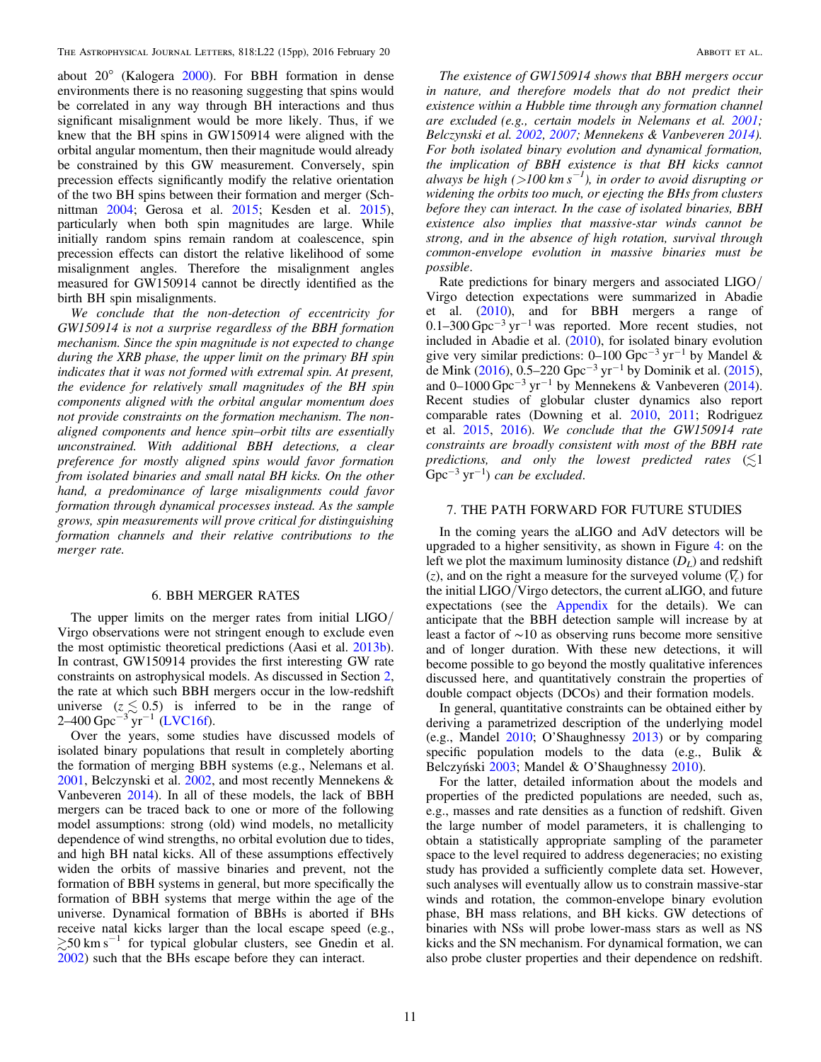about 20° (Kalogera 2000). For BBH formation in dense environments there is no reasoning suggesting that spins would be correlated in any way through BH interactions and thus significant misalignment would be more likely. Thus, if we knew that the BH spins in GW150914 were aligned with the orbital angular momentum, then their magnitude would already be constrained by this GW measurement. Conversely, spin precession effects significantly modify the relative orientation of the two BH spins between their formation and merger (Schnittman 2004; Gerosa et al. 2015; Kesden et al. 2015), particularly when both spin magnitudes are large. While initially random spins remain random at coalescence, spin precession effects can distort the relative likelihood of some misalignment angles. Therefore the misalignment angles measured for GW150914 cannot be directly identified as the birth BH spin misalignments.

*We conclude that the non-detection of eccentricity for GW150914 is not a surprise regardless of the BBH formation mechanism. Since the spin magnitude is not expected to change during the XRB phase, the upper limit on the primary BH spin indicates that it was not formed with extremal spin. At present, the evidence for relatively small magnitudes of the BH spin components aligned with the orbital angular momentum does not provide constraints on the formation mechanism. The non-aligned components and hence spin–orbit tilts are essentially unconstrained. With additional BBH detections, a clear preference for mostly aligned spins would favor formation from isolated binaries and small natal BH kicks. On the other hand, a predominance of large misalignments could favor formation through dynamical processes instead. As the sample grows, spin measurements will prove critical for distinguishing formation channels and their relative contributions to the merger rate.*

## 6. BBH MERGER RATES

The upper limits on the merger rates from initial LIGO/Virgo observations were not stringent enough to exclude even the most optimistic theoretical predictions (Aasi et al. 2013b). In contrast, GW150914 provides the first interesting GW rate constraints on astrophysical models. As discussed in Section 2, the rate at which such BBH mergers occur in the low-redshift universe ($z \lesssim 0.5$) is inferred to be in the range of 2–400 $\mathrm{Gpc^{-3}\,yr^{-1}}$ (LVC16f).

Over the years, some studies have discussed models of isolated binary populations that result in completely aborting the formation of merging BBH systems (e.g., Nelemans et al. 2001, Belczynski et al. 2002, and most recently Mennekens & Vanbeveren 2014). In all of these models, the lack of BBH mergers can be traced back to one or more of the following model assumptions: strong (old) wind models, no metallicity dependence of wind strengths, no orbital evolution due to tides, and high BH natal kicks. All of these assumptions effectively widen the orbits of massive binaries and prevent, not the formation of BBH systems in general, but more specifically the formation of BBH systems that merge within the age of the universe. Dynamical formation of BBHs is aborted if BHs receive natal kicks larger than the local escape speed (e.g., $\gtrsim 50\,\mathrm{km\,s^{-1}}$ for typical globular clusters, see Gnedin et al. 2002) such that the BHs escape before they can interact.

*The existence of GW150914 shows that BBH mergers occur in nature, and therefore models that do not predict their existence within a Hubble time through any formation channel are excluded (e.g., certain models in Nelemans et al. 2001; Belczynski et al. 2002, 2007; Mennekens & Vanbeveren 2014). For both isolated binary evolution and dynamical formation, the implication of BBH existence is that BH kicks cannot always be high (>100 $\mathrm{km\,s^{-1}}$), in order to avoid disrupting or widening the orbits too much, or ejecting the BHs from clusters before they can interact. In the case of isolated binaries, BBH existence also implies that massive-star winds cannot be strong, and in the absence of high rotation, survival through common-envelope evolution in massive binaries must be possible.*

Rate predictions for binary mergers and associated LIGO/Virgo detection expectations were summarized in Abadie et al. (2010), and for BBH mergers a range of 0.1–300 $\mathrm{Gpc^{-3}\,yr^{-1}}$ was reported. More recent studies, not included in Abadie et al. (2010), for isolated binary evolution give very similar predictions: 0–100 $\mathrm{Gpc^{-3}\,yr^{-1}}$ by Mandel & de Mink (2016), 0.5–220 $\mathrm{Gpc^{-3}\,yr^{-1}}$ by Dominik et al. (2015), and 0–1000 $\mathrm{Gpc^{-3}\,yr^{-1}}$ by Mennekens & Vanbeveren (2014). Recent studies of globular cluster dynamics also report comparable rates (Downing et al. 2010, 2011; Rodriguez et al. 2015, 2016). *We conclude that the GW150914 rate constraints are broadly consistent with most of the BBH rate predictions, and only the lowest predicted rates ($\lesssim$1 $\mathrm{Gpc^{-3}\,yr^{-1}}$) can be excluded.*

## 7. THE PATH FORWARD FOR FUTURE STUDIES

In the coming years the aLIGO and AdV detectors will be upgraded to a higher sensitivity, as shown in Figure 4: on the left we plot the maximum luminosity distance ($D_L$) and redshift ($z$), and on the right a measure for the surveyed volume ($\overline{V}_c$) for the initial LIGO/Virgo detectors, the current aLIGO, and future expectations (see the Appendix for the details). We can anticipate that the BBH detection sample will increase by at least a factor of ~10 as observing runs become more sensitive and of longer duration. With these new detections, it will become possible to go beyond the mostly qualitative inferences discussed here, and quantitatively constrain the properties of double compact objects (DCOs) and their formation models.

In general, quantitative constraints can be obtained either by deriving a parametrized description of the underlying model (e.g., Mandel 2010; O'Shaughnessy 2013) or by comparing specific population models to the data (e.g., Bulik & Belczyński 2003; Mandel & O'Shaughnessy 2010).

For the latter, detailed information about the models and properties of the predicted populations are needed, such as, e.g., masses and rate densities as a function of redshift. Given the large number of model parameters, it is challenging to obtain a statistically appropriate sampling of the parameter space to the level required to address degeneracies; no existing study has provided a sufficiently complete data set. However, such analyses will eventually allow us to constrain massive-star winds and rotation, the common-envelope binary evolution phase, BH mass relations, and BH kicks. GW detections of binaries with NSs will probe lower-mass stars as well as NS kicks and the SN mechanism. For dynamical formation, we can also probe cluster properties and their dependence on redshift.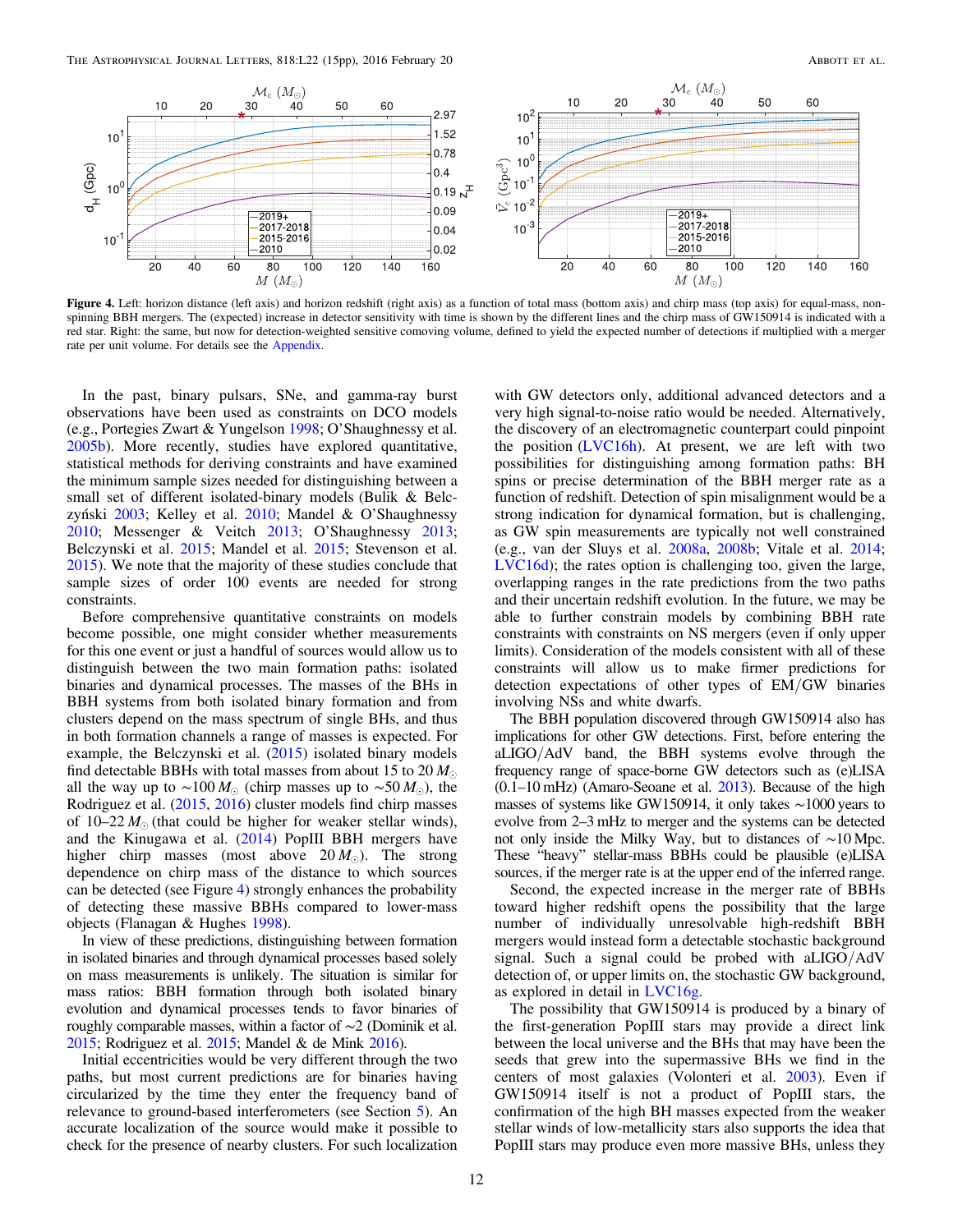**Figure 4.** Left: horizon distance (left axis) and horizon redshift (right axis) as a function of total mass (bottom axis) and chirp mass (top axis) for equal-mass, non-spinning BBH mergers. The (expected) increase in detector sensitivity with time is shown by the different lines and the chirp mass of GW150914 is indicated with a red star. Right: the same, but now for detection-weighted sensitive comoving volume, defined to yield the expected number of detections if multiplied with a merger rate per unit volume. For details see the Appendix.

In the past, binary pulsars, SNe, and gamma-ray burst observations have been used as constraints on DCO models (e.g., Portegies Zwart & Yungelson 1998; O'Shaughnessy et al. 2005b). More recently, studies have explored quantitative, statistical methods for deriving constraints and have examined the minimum sample sizes needed for distinguishing between a small set of different isolated-binary models (Bulik & Belczyński 2003; Kelley et al. 2010; Mandel & O'Shaughnessy 2010; Messenger & Veitch 2013; O'Shaughnessy 2013; Belczynski et al. 2015; Mandel et al. 2015; Stevenson et al. 2015). We note that the majority of these studies conclude that sample sizes of order 100 events are needed for strong constraints.

Before comprehensive quantitative constraints on models become possible, one might consider whether measurements for this one event or just a handful of sources would allow us to distinguish between the two main formation paths: isolated binaries and dynamical processes. The masses of the BHs in BBH systems from both isolated binary formation and from clusters depend on the mass spectrum of single BHs, and thus in both formation channels a range of masses is expected. For example, the Belczynski et al. (2015) isolated binary models find detectable BBHs with total masses from about 15 to 20 $M_{\odot}$ all the way up to $\sim$100 $M_{\odot}$ (chirp masses up to $\sim$50 $M_{\odot}$), the Rodriguez et al. (2015, 2016) cluster models find chirp masses of 10–22 $M_{\odot}$ (that could be higher for weaker stellar winds), and the Kinugawa et al. (2014) PopIII BBH mergers have higher chirp masses (most above 20 $M_{\odot}$). The strong dependence on chirp mass of the distance to which sources can be detected (see Figure 4) strongly enhances the probability of detecting these massive BBHs compared to lower-mass objects (Flanagan & Hughes 1998).

In view of these predictions, distinguishing between formation in isolated binaries and through dynamical processes based solely on mass measurements is unlikely. The situation is similar for mass ratios: BBH formation through both isolated binary evolution and dynamical processes tends to favor binaries of roughly comparable masses, within a factor of $\sim$2 (Dominik et al. 2015; Rodriguez et al. 2015; Mandel & de Mink 2016).

Initial eccentricities would be very different through the two paths, but most current predictions are for binaries having circularized by the time they enter the frequency band of relevance to ground-based interferometers (see Section 5). An accurate localization of the source would make it possible to check for the presence of nearby clusters. For such localization with GW detectors only, additional advanced detectors and a very high signal-to-noise ratio would be needed. Alternatively, the discovery of an electromagnetic counterpart could pinpoint the position (LVC16h). At present, we are left with two possibilities for distinguishing among formation paths: BH spins or precise determination of the BBH merger rate as a function of redshift. Detection of spin misalignment would be a strong indication for dynamical formation, but is challenging, as GW spin measurements are typically not well constrained (e.g., van der Sluys et al. 2008a, 2008b; Vitale et al. 2014; LVC16d); the rates option is challenging too, given the large, overlapping ranges in the rate predictions from the two paths and their uncertain redshift evolution. In the future, we may be able to further constrain models by combining BBH rate constraints with constraints on NS mergers (even if only upper limits). Consideration of the models consistent with all of these constraints will allow us to make firmer predictions for detection expectations of other types of EM/GW binaries involving NSs and white dwarfs.

The BBH population discovered through GW150914 also has implications for other GW detections. First, before entering the aLIGO/AdV band, the BBH systems evolve through the frequency range of space-borne GW detectors such as (e)LISA (0.1–10 mHz) (Amaro-Seoane et al. 2013). Because of the high masses of systems like GW150914, it only takes $\sim$1000 years to evolve from 2–3 mHz to merger and the systems can be detected not only inside the Milky Way, but to distances of $\sim$10 Mpc. These "heavy" stellar-mass BBHs could be plausible (e)LISA sources, if the merger rate is at the upper end of the inferred range.

Second, the expected increase in the merger rate of BBHs toward higher redshift opens the possibility that the large number of individually unresolvable high-redshift BBH mergers would instead form a detectable stochastic background signal. Such a signal could be probed with aLIGO/AdV detection of, or upper limits on, the stochastic GW background, as explored in detail in LVC16g.

The possibility that GW150914 is produced by a binary of the first-generation PopIII stars may provide a direct link between the local universe and the BHs that may have been the seeds that grew into the supermassive BHs we find in the centers of most galaxies (Volonteri et al. 2003). Even if GW150914 itself is not a product of PopIII stars, the confirmation of the high BH masses expected from the weaker stellar winds of low-metallicity stars also supports the idea that PopIII stars may produce even more massive BHs, unless they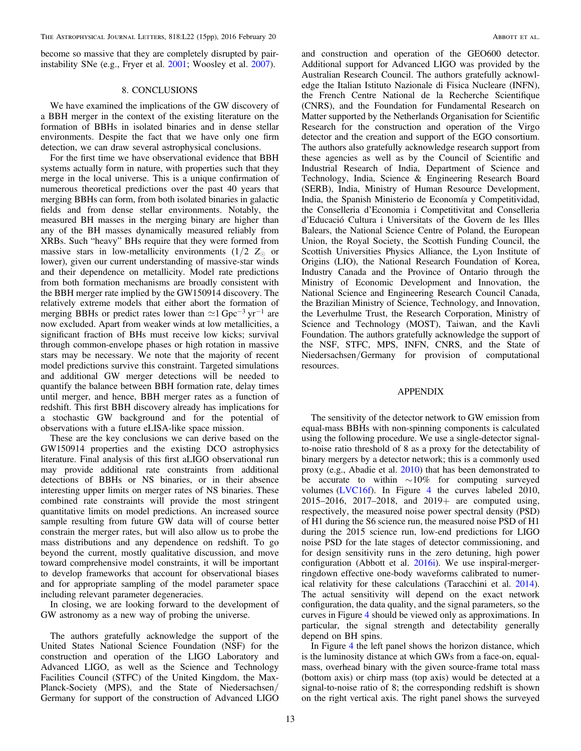become so massive that they are completely disrupted by pair-instability SNe (e.g., Fryer et al. 2001; Woosley et al. 2007).

## 8. CONCLUSIONS

We have examined the implications of the GW discovery of a BBH merger in the context of the existing literature on the formation of BBHs in isolated binaries and in dense stellar environments. Despite the fact that we have only one firm detection, we can draw several astrophysical conclusions.

For the first time we have observational evidence that BBH systems actually form in nature, with properties such that they merge in the local universe. This is a unique confirmation of numerous theoretical predictions over the past 40 years that merging BBHs can form, from both isolated binaries in galactic fields and from dense stellar environments. Notably, the measured BH masses in the merging binary are higher than any of the BH masses dynamically measured reliably from XRBs. Such "heavy" BHs require that they were formed from massive stars in low-metallicity environments ($1/2\ Z_{\odot}$ or lower), given our current understanding of massive-star winds and their dependence on metallicity. Model rate predictions from both formation mechanisms are broadly consistent with the BBH merger rate implied by the GW150914 discovery. The relatively extreme models that either abort the formation of merging BBHs or predict rates lower than $\simeq 1\ \mathrm{Gpc}^{-3}\ \mathrm{yr}^{-1}$ are now excluded. Apart from weaker winds at low metallicities, a significant fraction of BHs must receive low kicks; survival through common-envelope phases or high rotation in massive stars may be necessary. We note that the majority of recent model predictions survive this constraint. Targeted simulations and additional GW merger detections will be needed to quantify the balance between BBH formation rate, delay times until merger, and hence, BBH merger rates as a function of redshift. This first BBH discovery already has implications for a stochastic GW background and for the potential of observations with a future eLISA-like space mission.

These are the key conclusions we can derive based on the GW150914 properties and the existing DCO astrophysics literature. Final analysis of this first aLIGO observational run may provide additional rate constraints from additional detections of BBHs or NS binaries, or in their absence interesting upper limits on merger rates of NS binaries. These combined rate constraints will provide the most stringent quantitative limits on model predictions. An increased source sample resulting from future GW data will of course better constrain the merger rates, but will also allow us to probe the mass distributions and any dependence on redshift. To go beyond the current, mostly qualitative discussion, and move toward comprehensive model constraints, it will be important to develop frameworks that account for observational biases and for appropriate sampling of the model parameter space including relevant parameter degeneracies.

In closing, we are looking forward to the development of GW astronomy as a new way of probing the universe.

The authors gratefully acknowledge the support of the United States National Science Foundation (NSF) for the construction and operation of the LIGO Laboratory and Advanced LIGO, as well as the Science and Technology Facilities Council (STFC) of the United Kingdom, the Max-Planck-Society (MPS), and the State of Niedersachsen/Germany for support of the construction of Advanced LIGO and construction and operation of the GEO600 detector. Additional support for Advanced LIGO was provided by the Australian Research Council. The authors gratefully acknowledge the Italian Istituto Nazionale di Fisica Nucleare (INFN), the French Centre National de la Recherche Scientifique (CNRS), and the Foundation for Fundamental Research on Matter supported by the Netherlands Organisation for Scientific Research for the construction and operation of the Virgo detector and the creation and support of the EGO consortium. The authors also gratefully acknowledge research support from these agencies as well as by the Council of Scientific and Industrial Research of India, Department of Science and Technology, India, Science & Engineering Research Board (SERB), India, Ministry of Human Resource Development, India, the Spanish Ministerio de Economía y Competitividad, the Conselleria d'Economia i Competitivitat and Conselleria d'Educació Cultura i Universitats of the Govern de les Illes Balears, the National Science Centre of Poland, the European Union, the Royal Society, the Scottish Funding Council, the Scottish Universities Physics Alliance, the Lyon Institute of Origins (LIO), the National Research Foundation of Korea, Industry Canada and the Province of Ontario through the Ministry of Economic Development and Innovation, the National Science and Engineering Research Council Canada, the Brazilian Ministry of Science, Technology, and Innovation, the Leverhulme Trust, the Research Corporation, Ministry of Science and Technology (MOST), Taiwan, and the Kavli Foundation. The authors gratefully acknowledge the support of the NSF, STFC, MPS, INFN, CNRS, and the State of Niedersachsen/Germany for provision of computational resources.

## APPENDIX

The sensitivity of the detector network to GW emission from equal-mass BBHs with non-spinning components is calculated using the following procedure. We use a single-detector signal-to-noise ratio threshold of 8 as a proxy for the detectability of binary mergers by a detector network; this is a commonly used proxy (e.g., Abadie et al. 2010) that has been demonstrated to be accurate to within $\sim 10\%$ for computing surveyed volumes (LVC16f). In Figure 4 the curves labeled 2010, 2015–2016, 2017–2018, and 2019+ are computed using, respectively, the measured noise power spectral density (PSD) of H1 during the S6 science run, the measured noise PSD of H1 during the 2015 science run, low-end predictions for LIGO noise PSD for the late stages of detector commissioning, and for design sensitivity runs in the zero detuning, high power configuration (Abbott et al. 2016i). We use inspiral-merger-ringdown effective one-body waveforms calibrated to numerical relativity for these calculations (Taracchini et al. 2014). The actual sensitivity will depend on the exact network configuration, the data quality, and the signal parameters, so the curves in Figure 4 should be viewed only as approximations. In particular, the signal strength and detectability generally depend on BH spins.

In Figure 4 the left panel shows the horizon distance, which is the luminosity distance at which GWs from a face-on, equal-mass, overhead binary with the given source-frame total mass (bottom axis) or chirp mass (top axis) would be detected at a signal-to-noise ratio of 8; the corresponding redshift is shown on the right vertical axis. The right panel shows the surveyed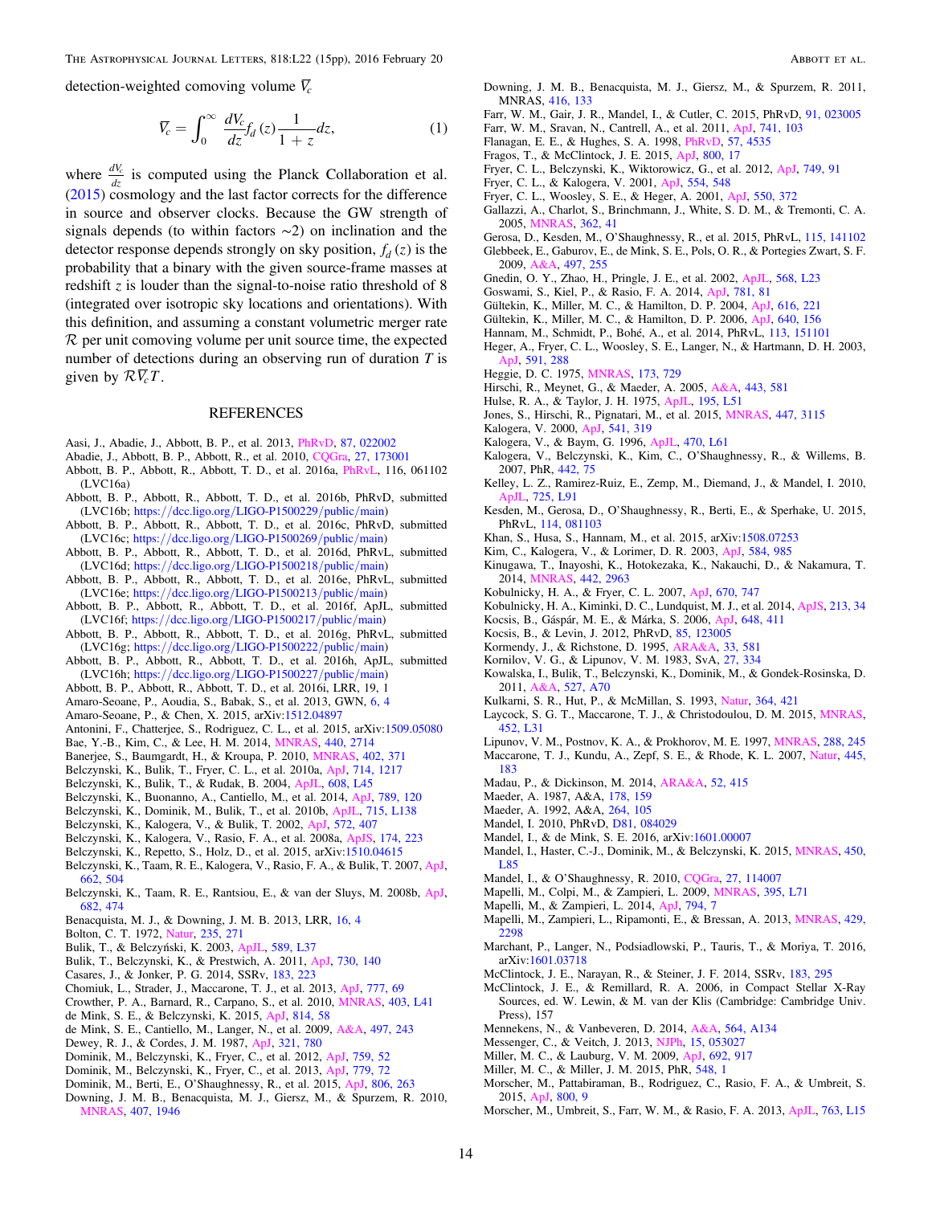detection-weighted comoving volume $\overline{V}_c$

$$\overline{V}_c = \int_0^\infty \frac{dV_c}{dz} f_d(z) \frac{1}{1+z} dz, \quad (1)$$

where $\frac{dV_c}{dz}$ is computed using the Planck Collaboration et al. (2015) cosmology and the last factor corrects for the difference in source and observer clocks. Because the GW strength of signals depends (to within factors ~2) on inclination and the detector response depends strongly on sky position, $f_d(z)$ is the probability that a binary with the given source-frame masses at redshift $z$ is louder than the signal-to-noise ratio threshold of 8 (integrated over isotropic sky locations and orientations). With this definition, and assuming a constant volumetric merger rate $\mathcal{R}$ per unit comoving volume per unit source time, the expected number of detections during an observing run of duration $T$ is given by $\mathcal{R}\overline{V}_c T$.

## REFERENCES

Aasi, J., Abadie, J., Abbott, B. P., et al. 2013, PhRvD, 87, 022002
Abadie, J., Abbott, B. P., Abbott, R., et al. 2010, CQGra, 27, 173001
Abbott, B. P., Abbott, R., Abbott, T. D., et al. 2016a, PhRvL, 116, 061102 (LVC16a)
Abbott, B. P., Abbott, R., Abbott, T. D., et al. 2016b, PhRvD, submitted (LVC16b; https://dcc.ligo.org/LIGO-P1500229/public/main)
Abbott, B. P., Abbott, R., Abbott, T. D., et al. 2016c, PhRvD, submitted (LVC16c; https://dcc.ligo.org/LIGO-P1500269/public/main)
Abbott, B. P., Abbott, R., Abbott, T. D., et al. 2016d, PhRvL, submitted (LVC16d; https://dcc.ligo.org/LIGO-P1500218/public/main)
Abbott, B. P., Abbott, R., Abbott, T. D., et al. 2016e, PhRvL, submitted (LVC16e; https://dcc.ligo.org/LIGO-P1500213/public/main)
Abbott, B. P., Abbott, R., Abbott, T. D., et al. 2016f, ApJL, submitted (LVC16f; https://dcc.ligo.org/LIGO-P1500217/public/main)
Abbott, B. P., Abbott, R., Abbott, T. D., et al. 2016g, PhRvL, submitted (LVC16g; https://dcc.ligo.org/LIGO-P1500222/public/main)
Abbott, B. P., Abbott, R., Abbott, T. D., et al. 2016h, ApJL, submitted (LVC16h; https://dcc.ligo.org/LIGO-P1500227/public/main)
Abbott, B. P., Abbott, R., Abbott, T. D., et al. 2016i, LRR, 19, 1
Amaro-Seoane, P., Aoudia, S., Babak, S., et al. 2013, GWN, 6, 4
Amaro-Seoane, P., & Chen, X. 2015, arXiv:1512.04897
Antonini, F., Chatterjee, S., Rodriguez, C. L., et al. 2015, arXiv:1509.05080
Bae, Y.-B., Kim, C., & Lee, H. M. 2014, MNRAS, 440, 2714
Banerjee, S., Baumgardt, H., & Kroupa, P. 2010, MNRAS, 402, 371
Belczynski, K., Bulik, T., Fryer, C. L., et al. 2010a, ApJ, 714, 1217
Belczynski, K., Bulik, T., & Rudak, B. 2004, ApJL, 608, L45
Belczynski, K., Buonanno, A., Cantiello, M., et al. 2014, ApJ, 789, 120
Belczynski, K., Dominik, M., Bulik, T., et al. 2010b, ApJL, 715, L138
Belczynski, K., Kalogera, V., & Bulik, T. 2002, ApJ, 572, 407
Belczynski, K., Kalogera, V., Rasio, F. A., et al. 2008a, ApJS, 174, 223
Belczynski, K., Repetto, S., Holz, D., et al. 2015, arXiv:1510.04615
Belczynski, K., Taam, R. E., Kalogera, V., Rasio, F. A., & Bulik, T. 2007, ApJ, 662, 504
Belczynski, K., Taam, R. E., Rantsiou, E., & van der Sluys, M. 2008b, ApJ, 682, 474
Benacquista, M. J., & Downing, J. M. B. 2013, LRR, 16, 4
Bolton, C. T. 1972, Natur, 235, 271
Bulik, T., & Belczyński, K. 2003, ApJL, 589, L37
Bulik, T., Belczynski, K., & Prestwich, A. 2011, ApJ, 730, 140
Casares, J., & Jonker, P. G. 2014, SSRv, 183, 223
Chomiuk, L., Strader, J., Maccarone, T. J., et al. 2013, ApJ, 777, 69
Crowther, P. A., Barnard, R., Carpano, S., et al. 2010, MNRAS, 403, L41
de Mink, S. E., & Belczynski, K. 2015, ApJ, 814, 58
de Mink, S. E., Cantiello, M., Langer, N., et al. 2009, A&A, 497, 243
Dewey, R. J., & Cordes, J. M. 1987, ApJ, 321, 780
Dominik, M., Belczynski, K., Fryer, C., et al. 2012, ApJ, 759, 52
Dominik, M., Belczynski, K., Fryer, C., et al. 2013, ApJ, 779, 72
Dominik, M., Berti, E., O'Shaughnessy, R., et al. 2015, ApJ, 806, 263
Downing, J. M. B., Benacquista, M. J., Giersz, M., & Spurzem, R. 2010, MNRAS, 407, 1946
Downing, J. M. B., Benacquista, M. J., Giersz, M., & Spurzem, R. 2011, MNRAS, 416, 133
Farr, W. M., Gair, J. R., Mandel, I., & Cutler, C. 2015, PhRvD, 91, 023005
Farr, W. M., Sravan, N., Cantrell, A., et al. 2011, ApJ, 741, 103
Flanagan, E. E., & Hughes, S. A. 1998, PhRvD, 57, 4535
Fragos, T., & McClintock, J. E. 2015, ApJ, 800, 17
Fryer, C. L., Belczynski, K., Wiktorowicz, G., et al. 2012, ApJ, 749, 91
Fryer, C. L., & Kalogera, V. 2001, ApJ, 554, 548
Fryer, C. L., Woosley, S. E., & Heger, A. 2001, ApJ, 550, 372
Gallazzi, A., Charlot, S., Brinchmann, J., White, S. D. M., & Tremonti, C. A. 2005, MNRAS, 362, 41
Gerosa, D., Kesden, M., O'Shaughnessy, R., et al. 2015, PhRvL, 115, 141102
Glebbeek, E., Gaburov, E., de Mink, S. E., Pols, O. R., & Portegies Zwart, S. F. 2009, A&A, 497, 255
Gnedin, O. Y., Zhao, H., Pringle, J. E., et al. 2002, ApJL, 568, L23
Goswami, S., Kiel, P., & Rasio, F. A. 2014, ApJ, 781, 81
Gültekin, K., Miller, M. C., & Hamilton, D. P. 2004, ApJ, 616, 221
Gültekin, K., Miller, M. C., & Hamilton, D. P. 2006, ApJ, 640, 156
Hannam, M., Schmidt, P., Bohé, A., et al. 2014, PhRvL, 113, 151101
Heger, A., Fryer, C. L., Woosley, S. E., Langer, N., & Hartmann, D. H. 2003, ApJ, 591, 288
Heggie, D. C. 1975, MNRAS, 173, 729
Hirschi, R., Meynet, G., & Maeder, A. 2005, A&A, 443, 581
Hulse, R. A., & Taylor, J. H. 1975, ApJL, 195, L51
Jones, S., Hirschi, R., Pignatari, M., et al. 2015, MNRAS, 447, 3115
Kalogera, V. 2000, ApJ, 541, 319
Kalogera, V., & Baym, G. 1996, ApJL, 470, L61
Kalogera, V., Belczynski, K., Kim, C., O'Shaughnessy, R., & Willems, B. 2007, PhR, 442, 75
Kelley, L. Z., Ramirez-Ruiz, E., Zemp, M., Diemand, J., & Mandel, I. 2010, ApJL, 725, L91
Kesden, M., Gerosa, D., O'Shaughnessy, R., Berti, E., & Sperhake, U. 2015, PhRvL, 114, 081103
Khan, S., Husa, S., Hannam, M., et al. 2015, arXiv:1508.07253
Kim, C., Kalogera, V., & Lorimer, D. R. 2003, ApJ, 584, 985
Kinugawa, T., Inayoshi, K., Hotokezaka, K., Nakauchi, D., & Nakamura, T. 2014, MNRAS, 442, 2963
Kobulnicky, H. A., & Fryer, C. L. 2007, ApJ, 670, 747
Kobulnicky, H. A., Kiminki, D. C., Lundquist, M. J., et al. 2014, ApJS, 213, 34
Kocsis, B., Gáspár, M. E., & Márka, S. 2006, ApJ, 648, 411
Kocsis, B., & Levin, J. 2012, PhRvD, 85, 123005
Kormendy, J., & Richstone, D. 1995, ARA&A, 33, 581
Kornilov, V. G., & Lipunov, V. M. 1983, SvA, 27, 334
Kowalska, I., Bulik, T., Belczynski, K., Dominik, M., & Gondek-Rosinska, D. 2011, A&A, 527, A70
Kulkarni, S. R., Hut, P., & McMillan, S. 1993, Natur, 364, 421
Laycock, S. G. T., Maccarone, T. J., & Christodoulou, D. M. 2015, MNRAS, 452, L31
Lipunov, V. M., Postnov, K. A., & Prokhorov, M. E. 1997, MNRAS, 288, 245
Maccarone, T. J., Kundu, A., Zepf, S. E., & Rhode, K. L. 2007, Natur, 445, 183
Madau, P., & Dickinson, M. 2014, ARA&A, 52, 415
Maeder, A. 1987, A&A, 178, 159
Maeder, A. 1992, A&A, 264, 105
Mandel, I. 2010, PhRvD, D81, 084029
Mandel, I., & de Mink, S. E. 2016, arXiv:1601.00007
Mandel, I., Haster, C.-J., Dominik, M., & Belczynski, K. 2015, MNRAS, 450, L85
Mandel, I., & O'Shaughnessy, R. 2010, CQGra, 27, 114007
Mapelli, M., Colpi, M., & Zampieri, L. 2009, MNRAS, 395, L71
Mapelli, M., & Zampieri, L. 2014, ApJ, 794, 7
Mapelli, M., Zampieri, L., Ripamonti, E., & Bressan, A. 2013, MNRAS, 429, 2298
Marchant, P., Langer, N., Podsiadlowski, P., Tauris, T., & Moriya, T. 2016, arXiv:1601.03718
McClintock, J. E., Narayan, R., & Steiner, J. F. 2014, SSRv, 183, 295
McClintock, J. E., & Remillard, R. A. 2006, in Compact Stellar X-Ray Sources, ed. W. Lewin, & M. van der Klis (Cambridge: Cambridge Univ. Press), 157
Mennekens, N., & Vanbeveren, D. 2014, A&A, 564, A134
Messenger, C., & Veitch, J. 2013, NJPh, 15, 053027
Miller, M. C., & Lauburg, V. M. 2009, ApJ, 692, 917
Miller, M. C., & Miller, J. M. 2015, PhR, 548, 1
Morscher, M., Pattabiraman, B., Rodriguez, C., Rasio, F. A., & Umbreit, S. 2015, ApJ, 800, 9
Morscher, M., Umbreit, S., Farr, W. M., & Rasio, F. A. 2013, ApJL, 763, L15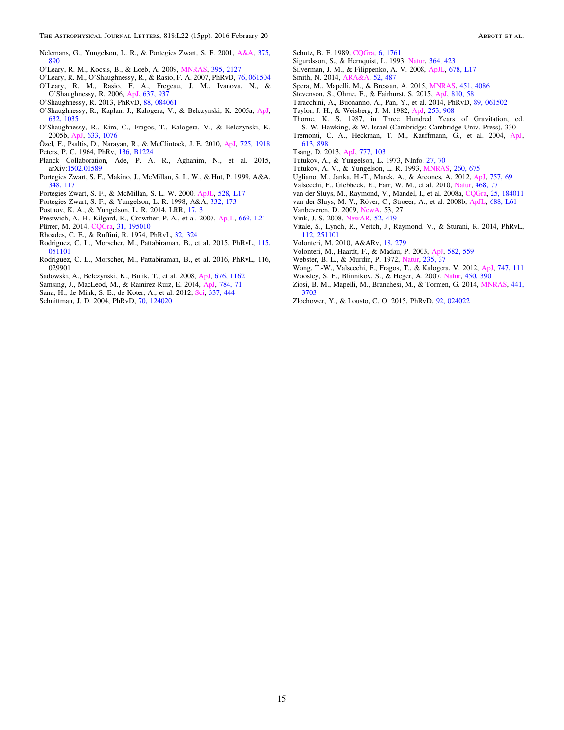Nelemans, G., Yungelson, L. R., & Portegies Zwart, S. F. 2001, A&A, 375, 890

O'Leary, R. M., Kocsis, B., & Loeb, A. 2009, MNRAS, 395, 2127

O'Leary, R. M., O'Shaughnessy, R., & Rasio, F. A. 2007, PhRvD, 76, 061504

O'Leary, R. M., Rasio, F. A., Fregeau, J. M., Ivanova, N., & O'Shaughnessy, R. 2006, ApJ, 637, 937

O'Shaughnessy, R. 2013, PhRvD, 88, 084061

O'Shaughnessy, R., Kaplan, J., Kalogera, V., & Belczynski, K. 2005a, ApJ, 632, 1035

O'Shaughnessy, R., Kim, C., Fragos, T., Kalogera, V., & Belczynski, K. 2005b, ApJ, 633, 1076

Özel, F., Psaltis, D., Narayan, R., & McClintock, J. E. 2010, ApJ, 725, 1918

Peters, P. C. 1964, PhRv, 136, B1224

Planck Collaboration, Ade, P. A. R., Aghanim, N., et al. 2015, arXiv:1502.01589

Portegies Zwart, S. F., Makino, J., McMillan, S. L. W., & Hut, P. 1999, A&A, 348, 117

Portegies Zwart, S. F., & McMillan, S. L. W. 2000, ApJL, 528, L17

Portegies Zwart, S. F., & Yungelson, L. R. 1998, A&A, 332, 173

Postnov, K. A., & Yungelson, L. R. 2014, LRR, 17, 3

Prestwich, A. H., Kilgard, R., Crowther, P. A., et al. 2007, ApJL, 669, L21

Pürrer, M. 2014, CQGra, 31, 195010

Rhoades, C. E., & Ruffini, R. 1974, PhRvL, 32, 324

Rodriguez, C. L., Morscher, M., Pattabiraman, B., et al. 2015, PhRvL, 115, 051101

Rodriguez, C. L., Morscher, M., Pattabiraman, B., et al. 2016, PhRvL, 116, 029901

Sadowski, A., Belczynski, K., Bulik, T., et al. 2008, ApJ, 676, 1162

Samsing, J., MacLeod, M., & Ramirez-Ruiz, E. 2014, ApJ, 784, 71

Sana, H., de Mink, S. E., de Koter, A., et al. 2012, Sci, 337, 444

Schnittman, J. D. 2004, PhRvD, 70, 124020

Schutz, B. F. 1989, CQGra, 6, 1761

Sigurdsson, S., & Hernquist, L. 1993, Natur, 364, 423

Silverman, J. M., & Filippenko, A. V. 2008, ApJL, 678, L17

Smith, N. 2014, ARA&A, 52, 487

Spera, M., Mapelli, M., & Bressan, A. 2015, MNRAS, 451, 4086

Stevenson, S., Ohme, F., & Fairhurst, S. 2015, ApJ, 810, 58

Taracchini, A., Buonanno, A., Pan, Y., et al. 2014, PhRvD, 89, 061502

Taylor, J. H., & Weisberg, J. M. 1982, ApJ, 253, 908

Thorne, K. S. 1987, in Three Hundred Years of Gravitation, ed. S. W. Hawking, & W. Israel (Cambridge: Cambridge Univ. Press), 330

Tremonti, C. A., Heckman, T. M., Kauffmann, G., et al. 2004, ApJ, 613, 898

Tsang, D. 2013, ApJ, 777, 103

Tutukov, A., & Yungelson, L. 1973, NInfo, 27, 70

Tutukov, A. V., & Yungelson, L. R. 1993, MNRAS, 260, 675

Ugliano, M., Janka, H.-T., Marek, A., & Arcones, A. 2012, ApJ, 757, 69

Valsecchi, F., Glebbeek, E., Farr, W. M., et al. 2010, Natur, 468, 77

van der Sluys, M., Raymond, V., Mandel, I., et al. 2008a, CQGra, 25, 184011

van der Sluys, M. V., Röver, C., Stroeer, A., et al. 2008b, ApJL, 688, L61

Vanbeveren, D. 2009, NewA, 53, 27

Vink, J. S. 2008, NewAR, 52, 419

Vitale, S., Lynch, R., Veitch, J., Raymond, V., & Sturani, R. 2014, PhRvL, 112, 251101

Volonteri, M. 2010, A&ARv, 18, 279

Volonteri, M., Haardt, F., & Madau, P. 2003, ApJ, 582, 559

Webster, B. L., & Murdin, P. 1972, Natur, 235, 37

Wong, T.-W., Valsecchi, F., Fragos, T., & Kalogera, V. 2012, ApJ, 747, 111

Woosley, S. E., Blinnikov, S., & Heger, A. 2007, Natur, 450, 390

Ziosi, B. M., Mapelli, M., Branchesi, M., & Tormen, G. 2014, MNRAS, 441, 3703

Zlochower, Y., & Lousto, C. O. 2015, PhRvD, 92, 024022